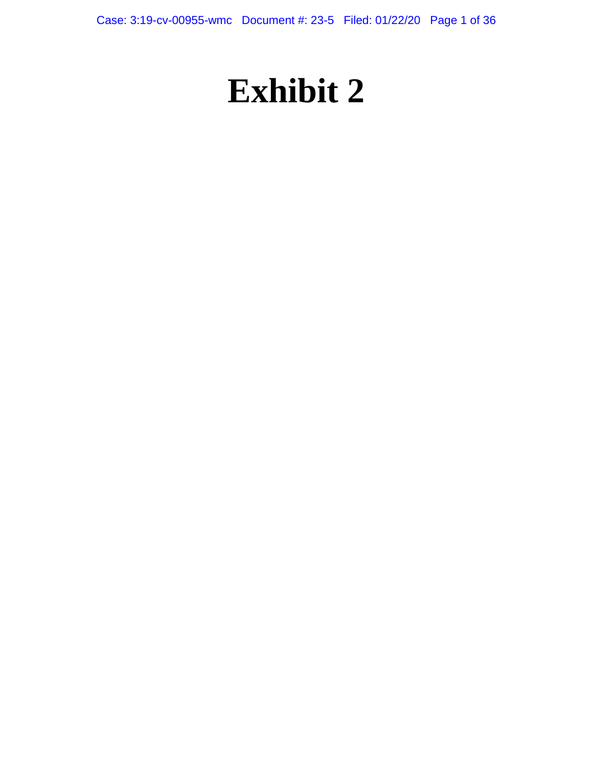# Exhibit 2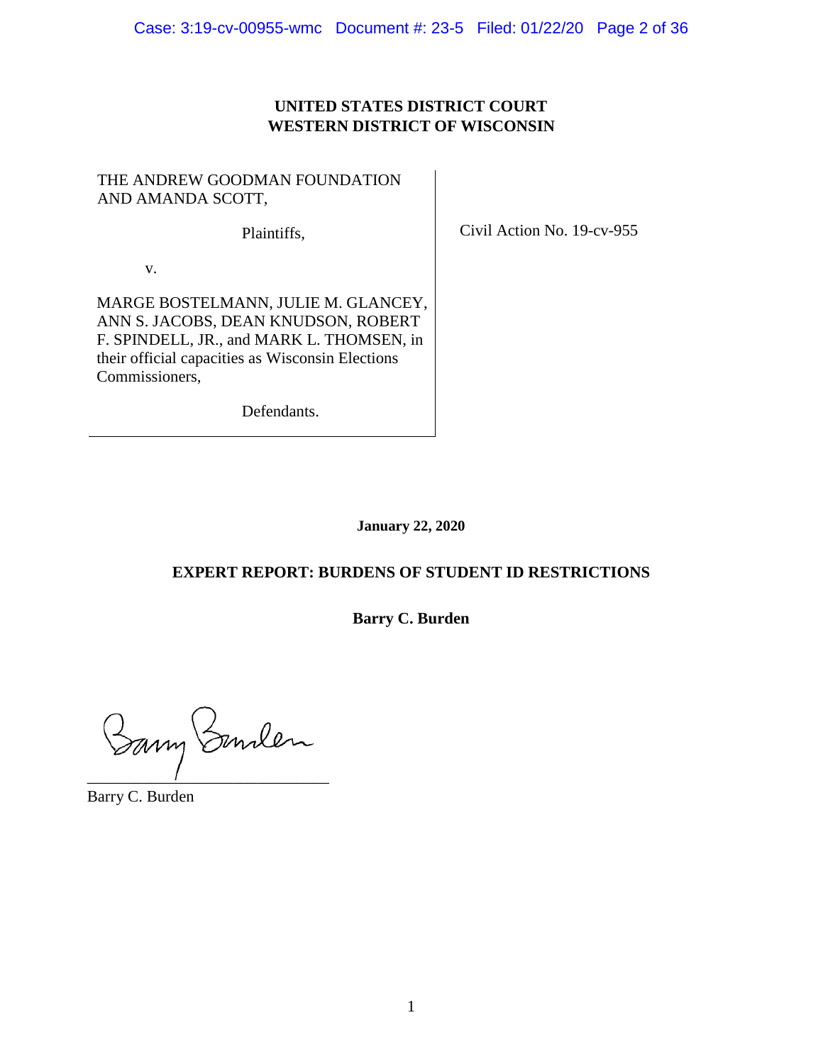**UNITED STATES DISTRICT COURT**
**WESTERN DISTRICT OF WISCONSIN**

| | |
|---|---|
| THE ANDREW GOODMAN FOUNDATION AND AMANDA SCOTT,<br><br>Plaintiffs,<br><br>v.<br><br>MARGE BOSTELMANN, JULIE M. GLANCEY, ANN S. JACOBS, DEAN KNUDSON, ROBERT F. SPINDELL, JR., and MARK L. THOMSEN, in their official capacities as Wisconsin Elections Commissioners,<br><br>Defendants. | Civil Action No. 19-cv-955 |

**January 22, 2020**

**EXPERT REPORT: BURDENS OF STUDENT ID RESTRICTIONS**

**Barry C. Burden**

_______________________________
Barry C. Burden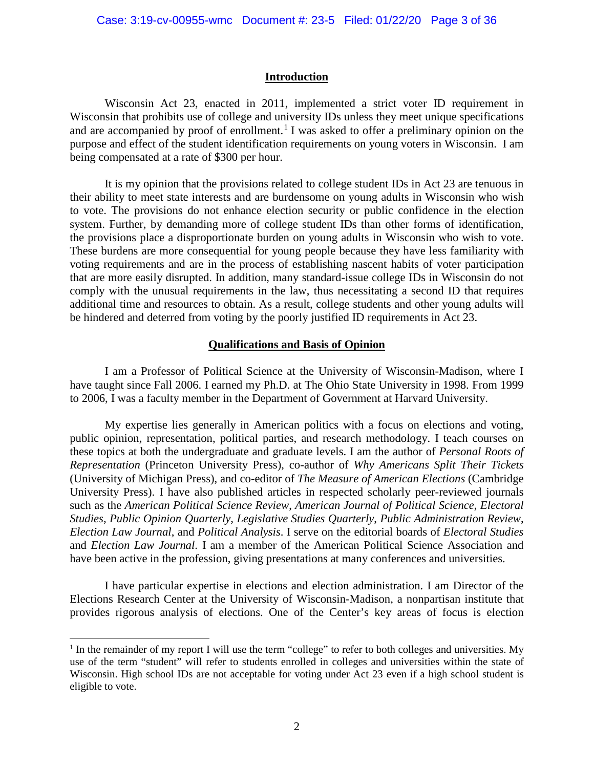## Introduction

Wisconsin Act 23, enacted in 2011, implemented a strict voter ID requirement in Wisconsin that prohibits use of college and university IDs unless they meet unique specifications and are accompanied by proof of enrollment.[1] I was asked to offer a preliminary opinion on the purpose and effect of the student identification requirements on young voters in Wisconsin. I am being compensated at a rate of $300 per hour.

It is my opinion that the provisions related to college student IDs in Act 23 are tenuous in their ability to meet state interests and are burdensome on young adults in Wisconsin who wish to vote. The provisions do not enhance election security or public confidence in the election system. Further, by demanding more of college student IDs than other forms of identification, the provisions place a disproportionate burden on young adults in Wisconsin who wish to vote. These burdens are more consequential for young people because they have less familiarity with voting requirements and are in the process of establishing nascent habits of voter participation that are more easily disrupted. In addition, many standard-issue college IDs in Wisconsin do not comply with the unusual requirements in the law, thus necessitating a second ID that requires additional time and resources to obtain. As a result, college students and other young adults will be hindered and deterred from voting by the poorly justified ID requirements in Act 23.

## Qualifications and Basis of Opinion

I am a Professor of Political Science at the University of Wisconsin-Madison, where I have taught since Fall 2006. I earned my Ph.D. at The Ohio State University in 1998. From 1999 to 2006, I was a faculty member in the Department of Government at Harvard University.

My expertise lies generally in American politics with a focus on elections and voting, public opinion, representation, political parties, and research methodology. I teach courses on these topics at both the undergraduate and graduate levels. I am the author of *Personal Roots of Representation* (Princeton University Press), co-author of *Why Americans Split Their Tickets* (University of Michigan Press), and co-editor of *The Measure of American Elections* (Cambridge University Press). I have also published articles in respected scholarly peer-reviewed journals such as the *American Political Science Review*, *American Journal of Political Science*, *Electoral Studies*, *Public Opinion Quarterly*, *Legislative Studies Quarterly*, *Public Administration Review*, *Election Law Journal*, and *Political Analysis*. I serve on the editorial boards of *Electoral Studies* and *Election Law Journal*. I am a member of the American Political Science Association and have been active in the profession, giving presentations at many conferences and universities.

I have particular expertise in elections and election administration. I am Director of the Elections Research Center at the University of Wisconsin-Madison, a nonpartisan institute that provides rigorous analysis of elections. One of the Center's key areas of focus is election

---

[1] In the remainder of my report I will use the term "college" to refer to both colleges and universities. My use of the term "student" will refer to students enrolled in colleges and universities within the state of Wisconsin. High school IDs are not acceptable for voting under Act 23 even if a high school student is eligible to vote.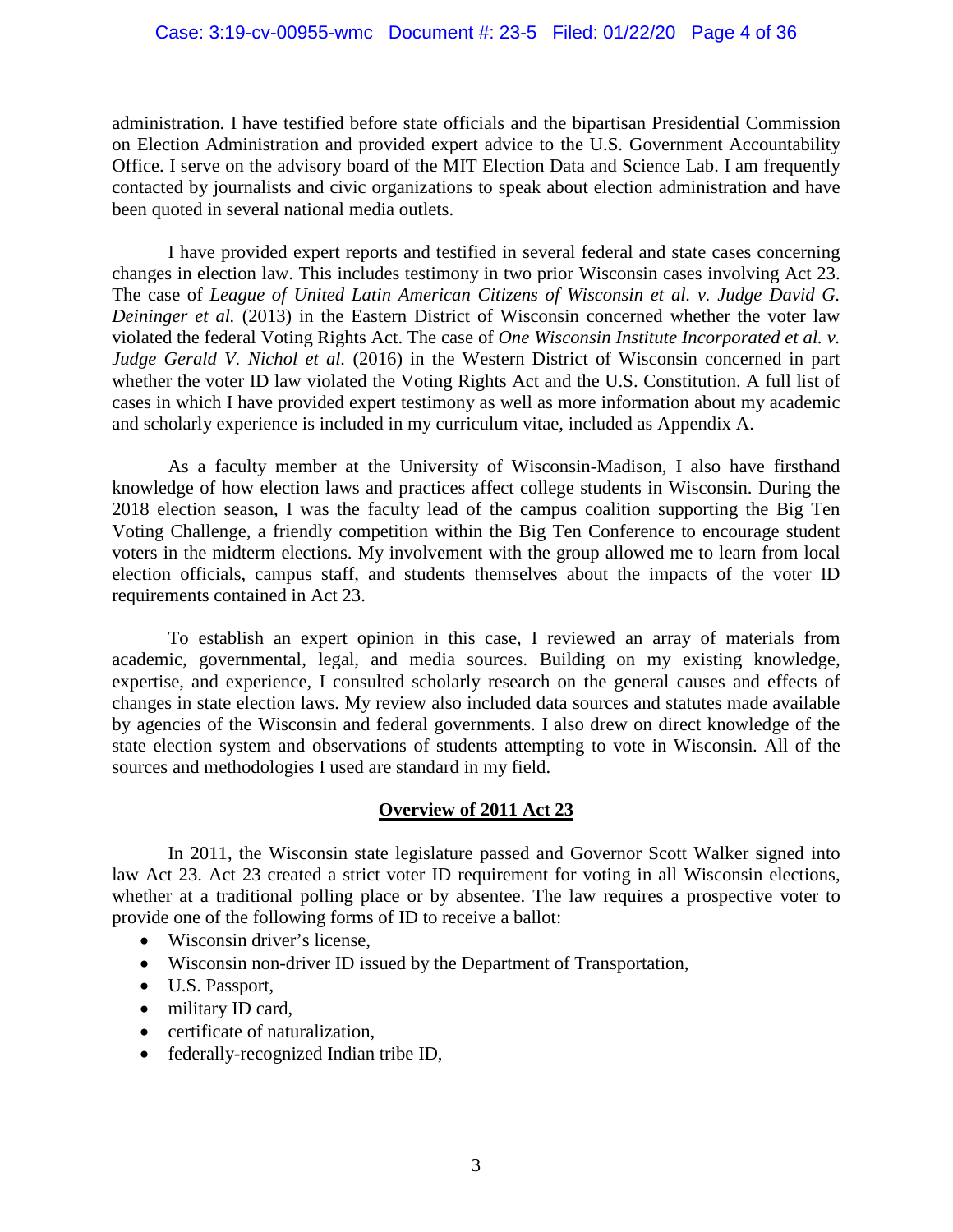administration. I have testified before state officials and the bipartisan Presidential Commission on Election Administration and provided expert advice to the U.S. Government Accountability Office. I serve on the advisory board of the MIT Election Data and Science Lab. I am frequently contacted by journalists and civic organizations to speak about election administration and have been quoted in several national media outlets.

I have provided expert reports and testified in several federal and state cases concerning changes in election law. This includes testimony in two prior Wisconsin cases involving Act 23. The case of *League of United Latin American Citizens of Wisconsin et al. v. Judge David G. Deininger et al.* (2013) in the Eastern District of Wisconsin concerned whether the voter law violated the federal Voting Rights Act. The case of *One Wisconsin Institute Incorporated et al. v. Judge Gerald V. Nichol et al.* (2016) in the Western District of Wisconsin concerned in part whether the voter ID law violated the Voting Rights Act and the U.S. Constitution. A full list of cases in which I have provided expert testimony as well as more information about my academic and scholarly experience is included in my curriculum vitae, included as Appendix A.

As a faculty member at the University of Wisconsin-Madison, I also have firsthand knowledge of how election laws and practices affect college students in Wisconsin. During the 2018 election season, I was the faculty lead of the campus coalition supporting the Big Ten Voting Challenge, a friendly competition within the Big Ten Conference to encourage student voters in the midterm elections. My involvement with the group allowed me to learn from local election officials, campus staff, and students themselves about the impacts of the voter ID requirements contained in Act 23.

To establish an expert opinion in this case, I reviewed an array of materials from academic, governmental, legal, and media sources. Building on my existing knowledge, expertise, and experience, I consulted scholarly research on the general causes and effects of changes in state election laws. My review also included data sources and statutes made available by agencies of the Wisconsin and federal governments. I also drew on direct knowledge of the state election system and observations of students attempting to vote in Wisconsin. All of the sources and methodologies I used are standard in my field.

## Overview of 2011 Act 23

In 2011, the Wisconsin state legislature passed and Governor Scott Walker signed into law Act 23. Act 23 created a strict voter ID requirement for voting in all Wisconsin elections, whether at a traditional polling place or by absentee. The law requires a prospective voter to provide one of the following forms of ID to receive a ballot:

- Wisconsin driver's license,
- Wisconsin non-driver ID issued by the Department of Transportation,
- U.S. Passport,
- military ID card,
- certificate of naturalization,
- federally-recognized Indian tribe ID,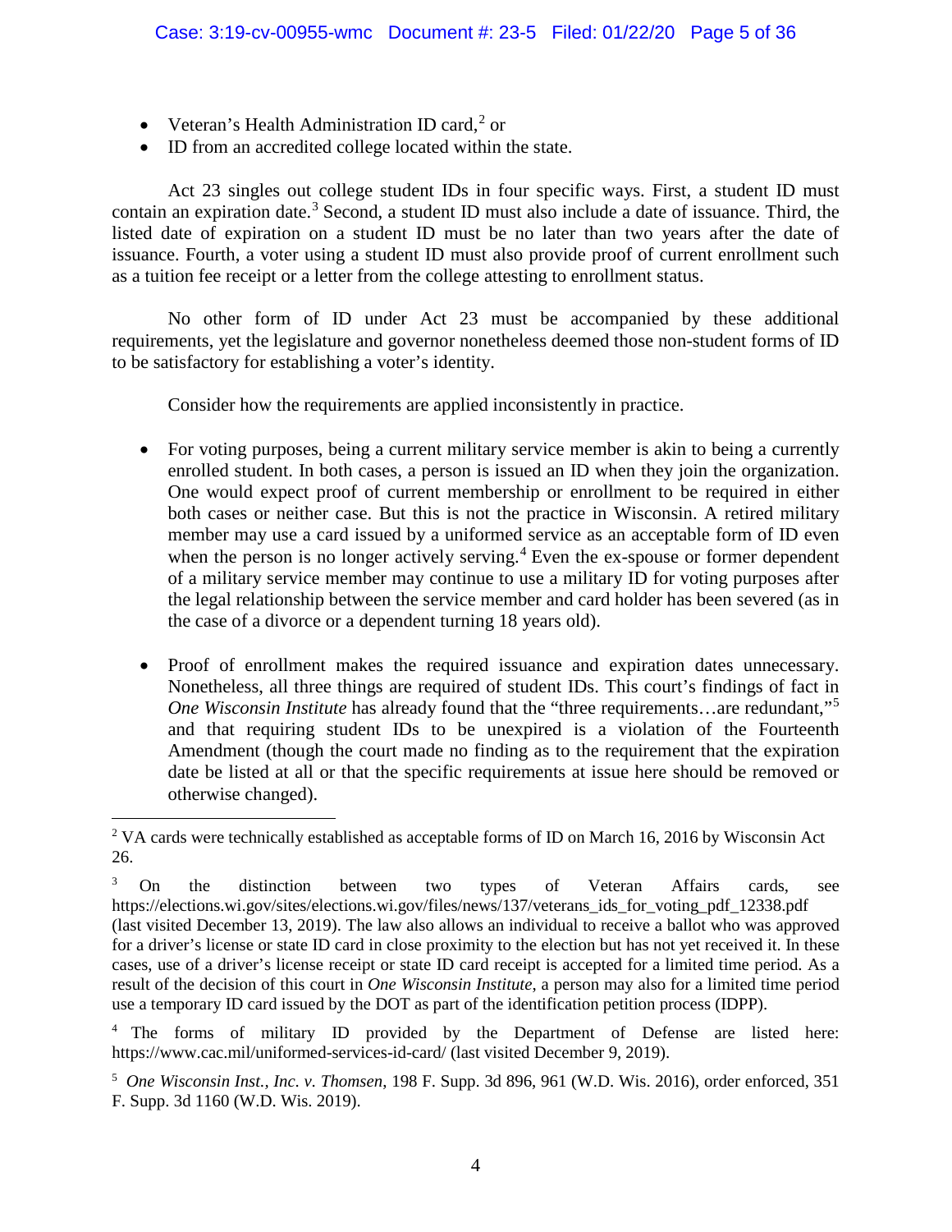- Veteran's Health Administration ID card,[2] or
- ID from an accredited college located within the state.

Act 23 singles out college student IDs in four specific ways. First, a student ID must contain an expiration date.[3] Second, a student ID must also include a date of issuance. Third, the listed date of expiration on a student ID must be no later than two years after the date of issuance. Fourth, a voter using a student ID must also provide proof of current enrollment such as a tuition fee receipt or a letter from the college attesting to enrollment status.

No other form of ID under Act 23 must be accompanied by these additional requirements, yet the legislature and governor nonetheless deemed those non-student forms of ID to be satisfactory for establishing a voter's identity.

Consider how the requirements are applied inconsistently in practice.

- For voting purposes, being a current military service member is akin to being a currently enrolled student. In both cases, a person is issued an ID when they join the organization. One would expect proof of current membership or enrollment to be required in either both cases or neither case. But this is not the practice in Wisconsin. A retired military member may use a card issued by a uniformed service as an acceptable form of ID even when the person is no longer actively serving.[4] Even the ex-spouse or former dependent of a military service member may continue to use a military ID for voting purposes after the legal relationship between the service member and card holder has severed (as in the case of a divorce or a dependent turning 18 years old).

- Proof of enrollment makes the required issuance and expiration dates unnecessary. Nonetheless, all three things are required of student IDs. This court's findings of fact in *One Wisconsin Institute* has already found that the "three requirements…are redundant,"[5] and that requiring student IDs to be unexpired is a violation of the Fourteenth Amendment (though the court made no finding as to the requirement that the expiration date be listed at all or that the specific requirements at issue here should be removed or otherwise changed).

---

[2] VA cards were technically established as acceptable forms of ID on March 16, 2016 by Wisconsin Act 26.

[3] On the distinction between two types of Veteran Affairs cards, see https://elections.wi.gov/sites/elections.wi.gov/files/news/137/veterans_ids_for_voting_pdf_12338.pdf (last visited December 13, 2019). The law also allows an individual to receive a ballot who was approved for a driver's license or state ID card in close proximity to the election but has not yet received it. In these cases, use of a driver's license receipt or state ID card receipt is accepted for a limited time period. As a result of the decision of this court in *One Wisconsin Institute*, a person may also for a limited time period use a temporary ID card issued by the DOT as part of the identification petition process (IDPP).

[4] The forms of military ID provided by the Department of Defense are listed here: https://www.cac.mil/uniformed-services-id-card/ (last visited December 9, 2019).

[5] *One Wisconsin Inst., Inc. v. Thomsen*, 198 F. Supp. 3d 896, 961 (W.D. Wis. 2016), order enforced, 351 F. Supp. 3d 1160 (W.D. Wis. 2019).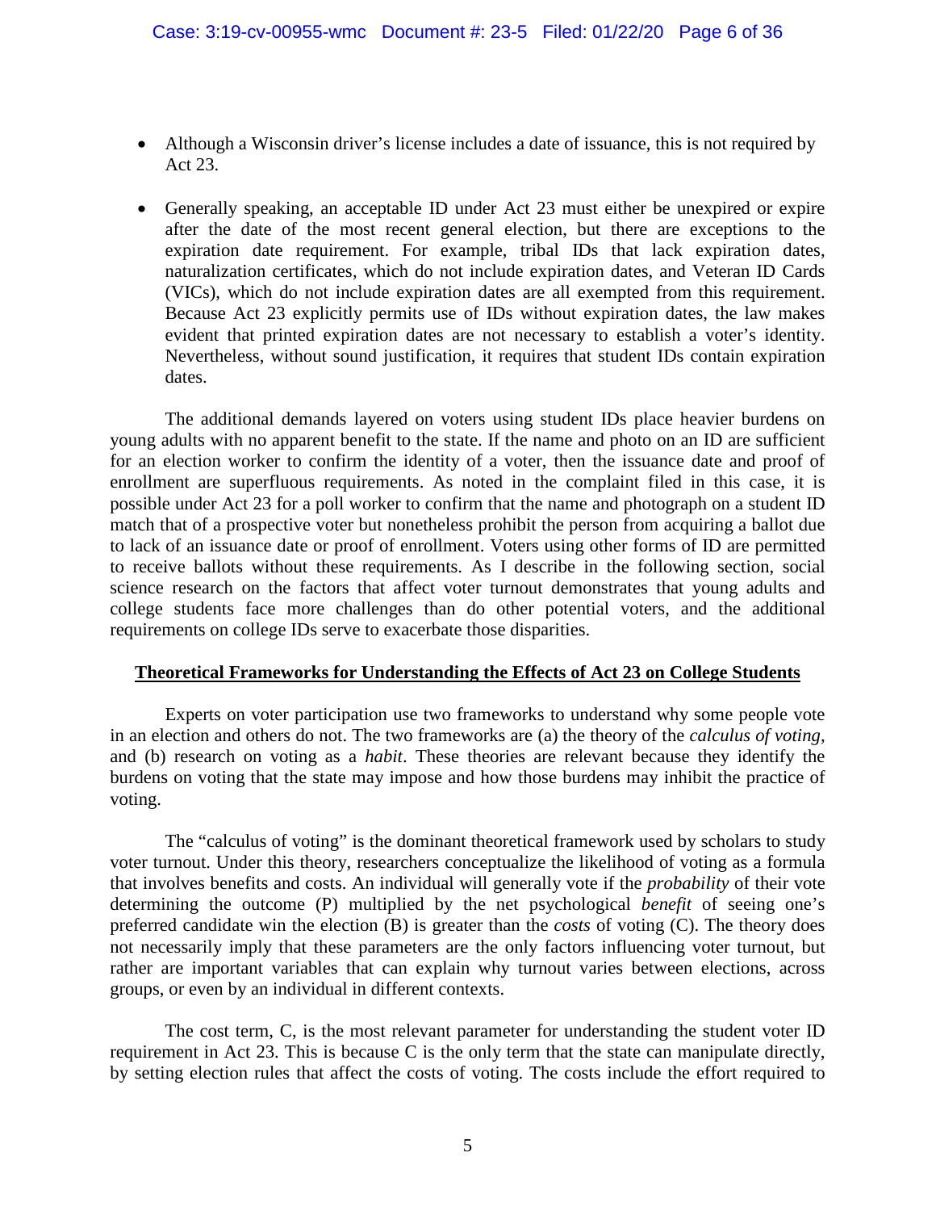- Although a Wisconsin driver's license includes a date of issuance, this is not required by Act 23.
- Generally speaking, an acceptable ID under Act 23 must either be unexpired or expire after the date of the most recent general election, but there are exceptions to the expiration date requirement. For example, tribal IDs that lack expiration dates, naturalization certificates, which do not include expiration dates, and Veteran ID Cards (VICs), which do not include expiration dates are all exempted from this requirement. Because Act 23 explicitly permits use of IDs without expiration dates, the law makes evident that printed expiration dates are not necessary to establish a voter's identity. Nevertheless, without sound justification, it requires that student IDs contain expiration dates.

The additional demands layered on voters using student IDs place heavier burdens on young adults with no apparent benefit to the state. If the name and photo on an ID are sufficient for an election worker to confirm the identity of a voter, then the issuance date and proof of enrollment are superfluous requirements. As noted in the complaint filed in this case, it is possible under Act 23 for a poll worker to confirm that the name and photograph on a student ID match that of a prospective voter but nonetheless prohibit the person from acquiring a ballot due to lack of an issuance date or proof of enrollment. Voters using other forms of ID are permitted to receive ballots without these requirements. As I describe in the following section, social science research on the factors that affect voter turnout demonstrates that young adults and college students face more challenges than do other potential voters, and the additional requirements on college IDs serve to exacerbate those disparities.

## Theoretical Frameworks for Understanding the Effects of Act 23 on College Students

Experts on voter participation use two frameworks to understand why some people vote in an election and others do not. The two frameworks are (a) the theory of the *calculus of voting*, and (b) research on voting as a *habit*. These theories are relevant because they identify the burdens on voting that the state may impose and how those burdens may inhibit the practice of voting.

The "calculus of voting" is the dominant theoretical framework used by scholars to study voter turnout. Under this theory, researchers conceptualize the likelihood of voting as a formula that involves benefits and costs. An individual will generally vote if the *probability* of their vote determining the outcome (P) multiplied by the net psychological *benefit* of seeing one's preferred candidate win the election (B) is greater than the *costs* of voting (C). The theory does not necessarily imply that these parameters are the only factors influencing voter turnout, but rather are important variables that can explain why turnout varies between elections, across groups, or even by an individual in different contexts.

The cost term, C, is the most relevant parameter for understanding the student voter ID requirement in Act 23. This is because C is the only term that the state can manipulate directly, by setting election rules that affect the costs of voting. The costs include the effort required to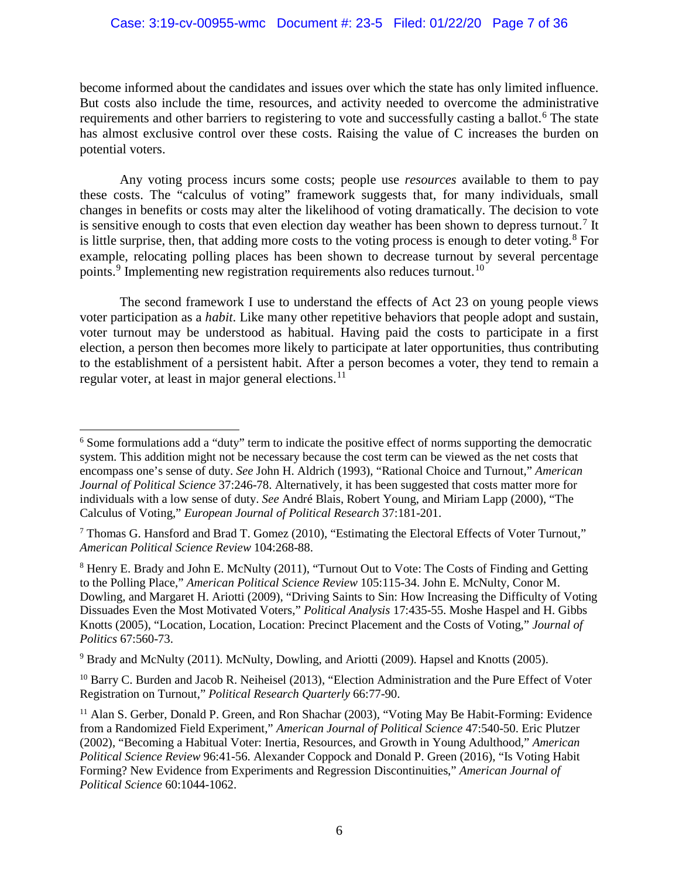become informed about the candidates and issues over which the state has only limited influence. But costs also include the time, resources, and activity needed to overcome the administrative requirements and other barriers to registering to vote and successfully casting a ballot.[6] The state has almost exclusive control over these costs. Raising the value of C increases the burden on potential voters.

Any voting process incurs some costs; people use *resources* available to them to pay these costs. The "calculus of voting" framework suggests that, for many individuals, small changes in benefits or costs may alter the likelihood of voting dramatically. The decision to vote is sensitive enough to costs that even election day weather has been shown to depress turnout.[7] It is little surprise, then, that adding more costs to the voting process is enough to deter voting.[8] For example, relocating polling places has been shown to decrease turnout by several percentage points.[9] Implementing new registration requirements also reduces turnout.[10]

The second framework I use to understand the effects of Act 23 on young people views voter participation as a *habit*. Like many other repetitive behaviors that people adopt and sustain, voter turnout may be understood as habitual. Having paid the costs to participate in a first election, a person then becomes more likely to participate at later opportunities, thus contributing to the establishment of a persistent habit. After a person becomes a voter, they tend to remain a regular voter, at least in major general elections.[11]

---

[6] Some formulations add a "duty" term to indicate the positive effect of norms supporting the democratic system. This addition might not be necessary because the cost term can be viewed as the net costs that encompass one's sense of duty. *See* John H. Aldrich (1993), "Rational Choice and Turnout," *American Journal of Political Science* 37:246-78. Alternatively, it has been suggested that costs matter more for individuals with a low sense of duty. *See* André Blais, Robert Young, and Miriam Lapp (2000), "The Calculus of Voting," *European Journal of Political Research* 37:181-201.

[7] Thomas G. Hansford and Brad T. Gomez (2010), "Estimating the Electoral Effects of Voter Turnout," *American Political Science Review* 104:268-88.

[8] Henry E. Brady and John E. McNulty (2011), "Turnout Out to Vote: The Costs of Finding and Getting to the Polling Place," *American Political Science Review* 105:115-34. John E. McNulty, Conor M. Dowling, and Margaret H. Ariotti (2009), "Driving Saints to Sin: How Increasing the Difficulty of Voting Dissuades Even the Most Motivated Voters," *Political Analysis* 17:435-55. Moshe Haspel and H. Gibbs Knotts (2005), "Location, Location, Location: Precinct Placement and the Costs of Voting," *Journal of Politics* 67:560-73.

[9] Brady and McNulty (2011). McNulty, Dowling, and Ariotti (2009). Hapsel and Knotts (2005).

[10] Barry C. Burden and Jacob R. Neiheisel (2013), "Election Administration and the Pure Effect of Voter Registration on Turnout," *Political Research Quarterly* 66:77-90.

[11] Alan S. Gerber, Donald P. Green, and Ron Shachar (2003), "Voting May Be Habit-Forming: Evidence from a Randomized Field Experiment," *American Journal of Political Science* 47:540-50. Eric Plutzer (2002), "Becoming a Habitual Voter: Inertia, Resources, and Growth in Young Adulthood," *American Political Science Review* 96:41-56. Alexander Coppock and Donald P. Green (2016), "Is Voting Habit Forming? New Evidence from Experiments and Regression Discontinuities," *American Journal of Political Science* 60:1044-1062.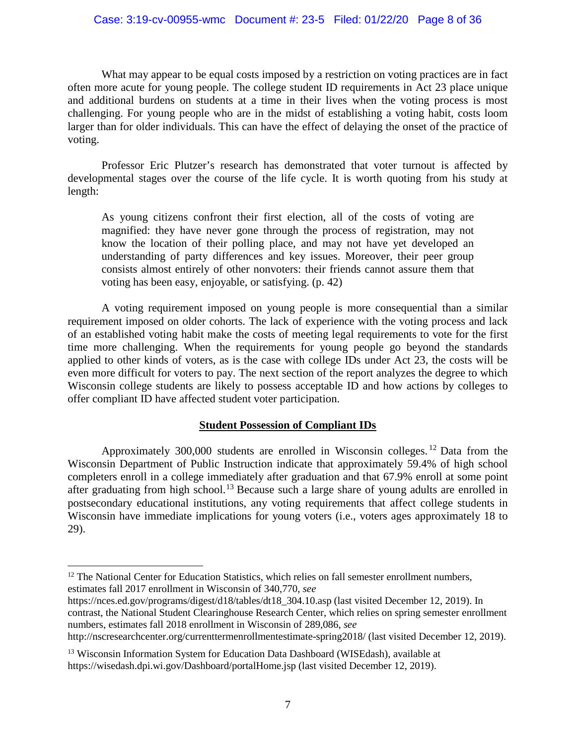What may appear to be equal costs imposed by a restriction on voting practices are in fact often more acute for young people. The college student ID requirements in Act 23 place unique and additional burdens on students at a time in their lives when the voting process is most challenging. For young people who are in the midst of establishing a voting habit, costs loom larger than for older individuals. This can have the effect of delaying the onset of the practice of voting.

Professor Eric Plutzer's research has demonstrated that voter turnout is affected by developmental stages over the course of the life cycle. It is worth quoting from his study at length:

> As young citizens confront their first election, all of the costs of voting are magnified: they have never gone through the process of registration, may not know the location of their polling place, and may not have yet developed an understanding of party differences and key issues. Moreover, their peer group consists almost entirely of other nonvoters: their friends cannot assure them that voting has been easy, enjoyable, or satisfying. (p. 42)

A voting requirement imposed on young people is more consequential than a similar requirement imposed on older cohorts. The lack of experience with the voting process and lack of an established voting habit make the costs of meeting legal requirements to vote for the first time more challenging. When the requirements for young people go beyond the standards applied to other kinds of voters, as is the case with college IDs under Act 23, the costs will be even more difficult for voters to pay. The next section of the report analyzes the degree to which Wisconsin college students are likely to possess acceptable ID and how actions by colleges to offer compliant ID have affected student voter participation.

## Student Possession of Compliant IDs

Approximately 300,000 students are enrolled in Wisconsin colleges.[12] Data from the Wisconsin Department of Public Instruction indicate that approximately 59.4% of high school completers enroll in a college immediately after graduation and that 67.9% enroll at some point after graduating from high school.[13] Because such a large share of young adults are enrolled in postsecondary educational institutions, any voting requirements that affect college students in Wisconsin have immediate implications for young voters (i.e., voters ages approximately 18 to 29).

---

[12] The National Center for Education Statistics, which relies on fall semester enrollment numbers, estimates fall 2017 enrollment in Wisconsin of 340,770, *see* https://nces.ed.gov/programs/digest/d18/tables/dt18_304.10.asp (last visited December 12, 2019). In contrast, the National Student Clearinghouse Research Center, which relies on spring semester enrollment numbers, estimates fall 2018 enrollment in Wisconsin of 289,086, *see* http://nscresearchcenter.org/currenttermenrollmentestimate-spring2018/ (last visited December 12, 2019).

[13] Wisconsin Information System for Education Data Dashboard (WISEdash), available at https://wisedash.dpi.wi.gov/Dashboard/portalHome.jsp (last visited December 12, 2019).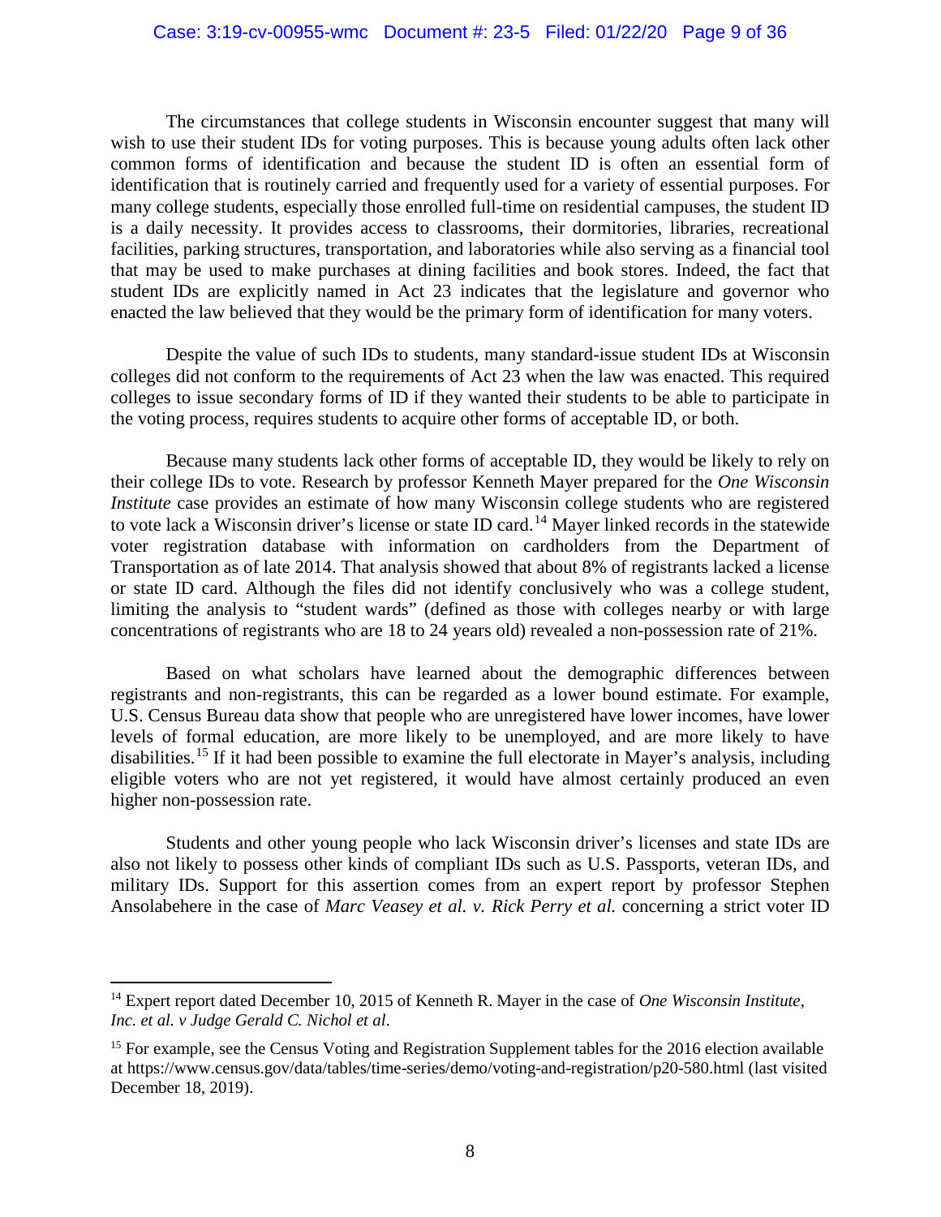The circumstances that college students in Wisconsin encounter suggest that many will wish to use their student IDs for voting purposes. This is because young adults often lack other common forms of identification and because the student ID is often an essential form of identification that is routinely carried and frequently used for a variety of essential purposes. For many college students, especially those enrolled full-time on residential campuses, the student ID is a daily necessity. It provides access to classrooms, their dormitories, libraries, recreational facilities, parking structures, transportation, and laboratories while also serving as a financial tool that may be used to make purchases at dining facilities and book stores. Indeed, the fact that student IDs are explicitly named in Act 23 indicates that the legislature and governor who enacted the law believed that they would be the primary form of identification for many voters.

Despite the value of such IDs to students, many standard-issue student IDs at Wisconsin colleges did not conform to the requirements of Act 23 when the law was enacted. This required colleges to issue secondary forms of ID if they wanted their students to be able to participate in the voting process, requires students to acquire other forms of acceptable ID, or both.

Because many students lack other forms of acceptable ID, they would be likely to rely on their college IDs to vote. Research by professor Kenneth Mayer prepared for the *One Wisconsin Institute* case provides an estimate of how many Wisconsin college students who are registered to vote lack a Wisconsin driver's license or state ID card.[14] Mayer linked records in the statewide voter registration database with information on cardholders from the Department of Transportation as of late 2014. That analysis showed that about 8% of registrants lacked a license or state ID card. Although the files did not identify conclusively who was a college student, limiting the analysis to "student wards" (defined as those with colleges nearby or with large concentrations of registrants who are 18 to 24 years old) revealed a non-possession rate of 21%.

Based on what scholars have learned about the demographic differences between registrants and non-registrants, this can be regarded as a lower bound estimate. For example, U.S. Census Bureau data show that people who are unregistered have lower incomes, have lower levels of formal education, are more likely to be unemployed, and are more likely to have disabilities.[15] If it had been possible to examine the full electorate in Mayer's analysis, including eligible voters who are not yet registered, it would have almost certainly produced an even higher non-possession rate.

Students and other young people who lack Wisconsin driver's licenses and state IDs are also not likely to possess other kinds of compliant IDs such as U.S. Passports, veteran IDs, and military IDs. Support for this assertion comes from an expert report by professor Stephen Ansolabehere in the case of *Marc Veasey et al. v. Rick Perry et al.* concerning a strict voter ID

---

[14] Expert report dated December 10, 2015 of Kenneth R. Mayer in the case of *One Wisconsin Institute, Inc. et al. v Judge Gerald C. Nichol et al*.

[15] For example, see the Census Voting and Registration Supplement tables for the 2016 election available at https://www.census.gov/data/tables/time-series/demo/voting-and-registration/p20-580.html (last visited December 18, 2019).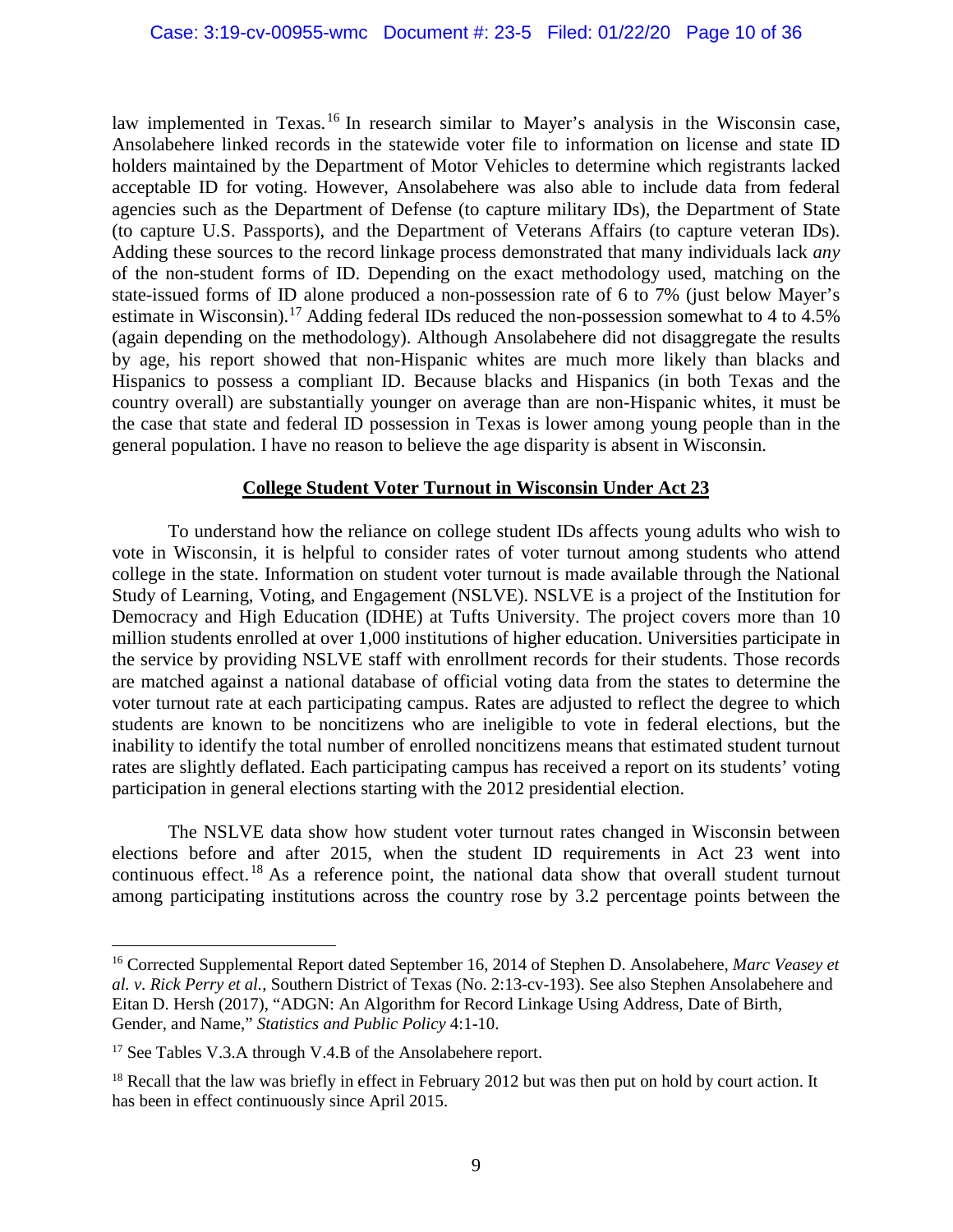law implemented in Texas.[16] In research similar to Mayer's analysis in the Wisconsin case, Ansolabehere linked records in the statewide voter file to information on license and state ID holders maintained by the Department of Motor Vehicles to determine which registrants lacked acceptable ID for voting. However, Ansolabehere was also able to include data from federal agencies such as the Department of Defense (to capture military IDs), the Department of State (to capture U.S. Passports), and the Department of Veterans Affairs (to capture veteran IDs). Adding these sources to the record linkage process demonstrated that many individuals lack *any* of the non-student forms of ID. Depending on the exact methodology used, matching on the state-issued forms of ID alone produced a non-possession rate of 6 to 7% (just below Mayer's estimate in Wisconsin).[17] Adding federal IDs reduced the non-possession somewhat to 4 to 4.5% (again depending on the methodology). Although Ansolabehere did not disaggregate the results by age, his report showed that non-Hispanic whites are much more likely than blacks and Hispanics to possess a compliant ID. Because blacks and Hispanics (in both Texas and the country overall) are substantially younger on average than are non-Hispanic whites, it must be the case that state and federal ID possession in Texas is lower among young people than in the general population. I have no reason to believe the age disparity is absent in Wisconsin.

## College Student Voter Turnout in Wisconsin Under Act 23

To understand how the reliance on college student IDs affects young adults who wish to vote in Wisconsin, it is helpful to consider rates of voter turnout among students who attend college in the state. Information on student voter turnout is made available through the National Study of Learning, Voting, and Engagement (NSLVE). NSLVE is a project of the Institution for Democracy and High Education (IDHE) at Tufts University. The project covers more than 10 million students enrolled at over 1,000 institutions of higher education. Universities participate in the service by providing NSLVE staff with enrollment records for their students. Those records are matched against a national database of official voting data from the states to determine the voter turnout rate at each participating campus. Rates are adjusted to reflect the degree to which students are known to be noncitizens who are ineligible to vote in federal elections, but the inability to identify the total number of enrolled noncitizens means that estimated student turnout rates are slightly deflated. Each participating campus has received a report on its students' voting participation in general elections starting with the 2012 presidential election.

The NSLVE data show how student voter turnout rates changed in Wisconsin between elections before and after 2015, when the student ID requirements in Act 23 went into continuous effect.[18] As a reference point, the national data show that overall student turnout among participating institutions across the country rose by 3.2 percentage points between the

---

[16] Corrected Supplemental Report dated September 16, 2014 of Stephen D. Ansolabehere, *Marc Veasey et al. v. Rick Perry et al.*, Southern District of Texas (No. 2:13-cv-193). See also Stephen Ansolabehere and Eitan D. Hersh (2017), "ADGN: An Algorithm for Record Linkage Using Address, Date of Birth, Gender, and Name," *Statistics and Public Policy* 4:1-10.

[17] See Tables V.3.A through V.4.B of the Ansolabehere report.

[18] Recall that the law was briefly in effect in February 2012 but was then put on hold by court action. It has been in effect continuously since April 2015.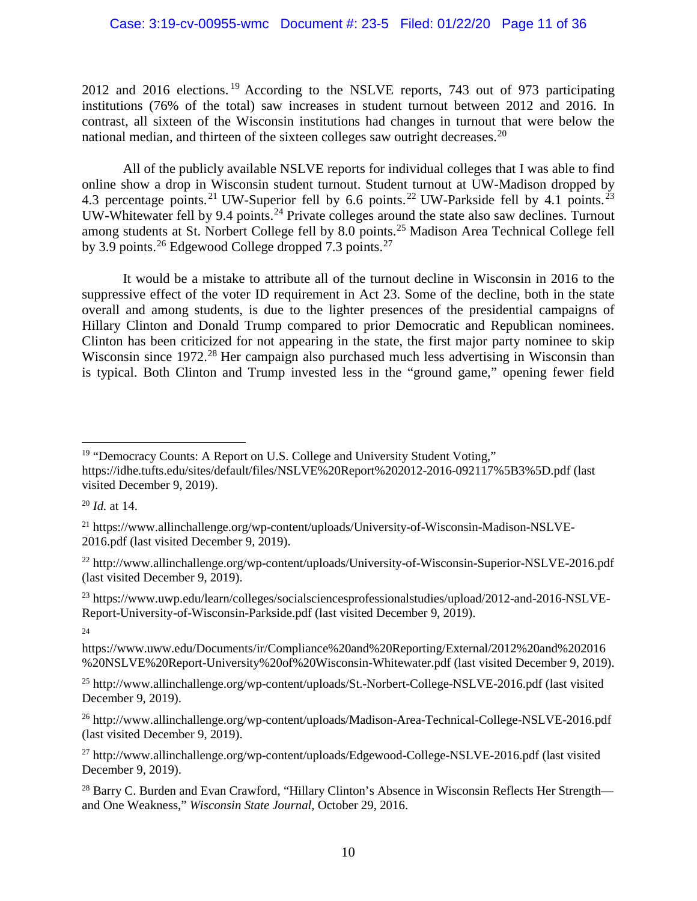2012 and 2016 elections.[19] According to the NSLVE reports, 743 out of 973 participating institutions (76% of the total) saw increases in student turnout between 2012 and 2016. In contrast, all sixteen of the Wisconsin institutions had changes in turnout that were below the national median, and thirteen of the sixteen colleges saw outright decreases.[20]

All of the publicly available NSLVE reports for individual colleges that I was able to find online show a drop in Wisconsin student turnout. Student turnout at UW-Madison dropped by 4.3 percentage points.[21] UW-Superior fell by 6.6 points.[22] UW-Parkside fell by 4.1 points.[23] UW-Whitewater fell by 9.4 points.[24] Private colleges around the state also saw declines. Turnout among students at St. Norbert College fell by 8.0 points.[25] Madison Area Technical College fell by 3.9 points.[26] Edgewood College dropped 7.3 points.[27]

It would be a mistake to attribute all of the turnout decline in Wisconsin in 2016 to the suppressive effect of the voter ID requirement in Act 23. Some of the decline, both in the state overall and among students, is due to the lighter presences of the presidential campaigns of Hillary Clinton and Donald Trump compared to prior Democratic and Republican nominees. Clinton has been criticized for not appearing in the state, the first major party nominee to skip Wisconsin since 1972.[28] Her campaign also purchased much less advertising in Wisconsin than is typical. Both Clinton and Trump invested less in the "ground game," opening fewer field

---

[19] "Democracy Counts: A Report on U.S. College and University Student Voting," https://idhe.tufts.edu/sites/default/files/NSLVE%20Report%202012-2016-092117%5B3%5D.pdf (last visited December 9, 2019).

[20] *Id.* at 14.

[21] https://www.allinchallenge.org/wp-content/uploads/University-of-Wisconsin-Madison-NSLVE-2016.pdf (last visited December 9, 2019).

[22] http://www.allinchallenge.org/wp-content/uploads/University-of-Wisconsin-Superior-NSLVE-2016.pdf (last visited December 9, 2019).

[23] https://www.uwp.edu/learn/colleges/socialsciencesprofessionalstudies/upload/2012-and-2016-NSLVE-Report-University-of-Wisconsin-Parkside.pdf (last visited December 9, 2019).

[24] https://www.uww.edu/Documents/ir/Compliance%20and%20Reporting/External/2012%20and%202016%20NSLVE%20Report-University%20of%20Wisconsin-Whitewater.pdf (last visited December 9, 2019).

[25] http://www.allinchallenge.org/wp-content/uploads/St.-Norbert-College-NSLVE-2016.pdf (last visited December 9, 2019).

[26] http://www.allinchallenge.org/wp-content/uploads/Madison-Area-Technical-College-NSLVE-2016.pdf (last visited December 9, 2019).

[27] http://www.allinchallenge.org/wp-content/uploads/Edgewood-College-NSLVE-2016.pdf (last visited December 9, 2019).

[28] Barry C. Burden and Evan Crawford, "Hillary Clinton's Absence in Wisconsin Reflects Her Strength—and One Weakness," *Wisconsin State Journal*, October 29, 2016.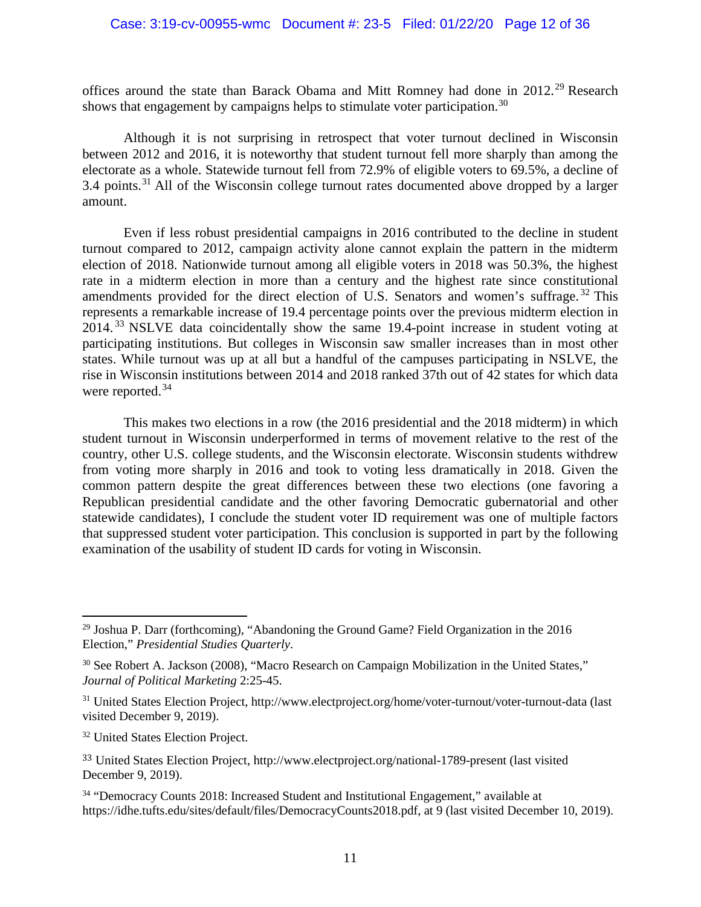offices around the state than Barack Obama and Mitt Romney had done in 2012.[29] Research shows that engagement by campaigns helps to stimulate voter participation.[30]

Although it is not surprising in retrospect that voter turnout declined in Wisconsin between 2012 and 2016, it is noteworthy that student turnout fell more sharply than among the electorate as a whole. Statewide turnout fell from 72.9% of eligible voters to 69.5%, a decline of 3.4 points.[31] All of the Wisconsin college turnout rates documented above dropped by a larger amount.

Even if less robust presidential campaigns in 2016 contributed to the decline in student turnout compared to 2012, campaign activity alone cannot explain the pattern in the midterm election of 2018. Nationwide turnout among all eligible voters in 2018 was 50.3%, the highest rate in a midterm election in more than a century and the highest rate since constitutional amendments provided for the direct election of U.S. Senators and women's suffrage.[32] This represents a remarkable increase of 19.4 percentage points over the previous midterm election in 2014.[33] NSLVE data coincidentally show the same 19.4-point increase in student voting at participating institutions. But colleges in Wisconsin saw smaller increases than in most other states. While turnout was up at all but a handful of the campuses participating in NSLVE, the rise in Wisconsin institutions between 2014 and 2018 ranked 37th out of 42 states for which data were reported.[34]

This makes two elections in a row (the 2016 presidential and the 2018 midterm) in which student turnout in Wisconsin underperformed in terms of movement relative to the rest of the country, other U.S. college students, and the Wisconsin electorate. Wisconsin students withdrew from voting more sharply in 2016 and took to voting less dramatically in 2018. Given the common pattern despite the great differences between these two elections (one favoring a Republican presidential candidate and the other favoring Democratic gubernatorial and other statewide candidates), I conclude the student voter ID requirement was one of multiple factors that suppressed student voter participation. This conclusion is supported in part by the following examination of the usability of student ID cards for voting in Wisconsin.

---

[29] Joshua P. Darr (forthcoming), "Abandoning the Ground Game? Field Organization in the 2016 Election," *Presidential Studies Quarterly*.

[30] See Robert A. Jackson (2008), "Macro Research on Campaign Mobilization in the United States," *Journal of Political Marketing* 2:25-45.

[31] United States Election Project, http://www.electproject.org/home/voter-turnout/voter-turnout-data (last visited December 9, 2019).

[32] United States Election Project.

[33] United States Election Project, http://www.electproject.org/national-1789-present (last visited December 9, 2019).

[34] "Democracy Counts 2018: Increased Student and Institutional Engagement," available at https://idhe.tufts.edu/sites/default/files/DemocracyCounts2018.pdf, at 9 (last visited December 10, 2019).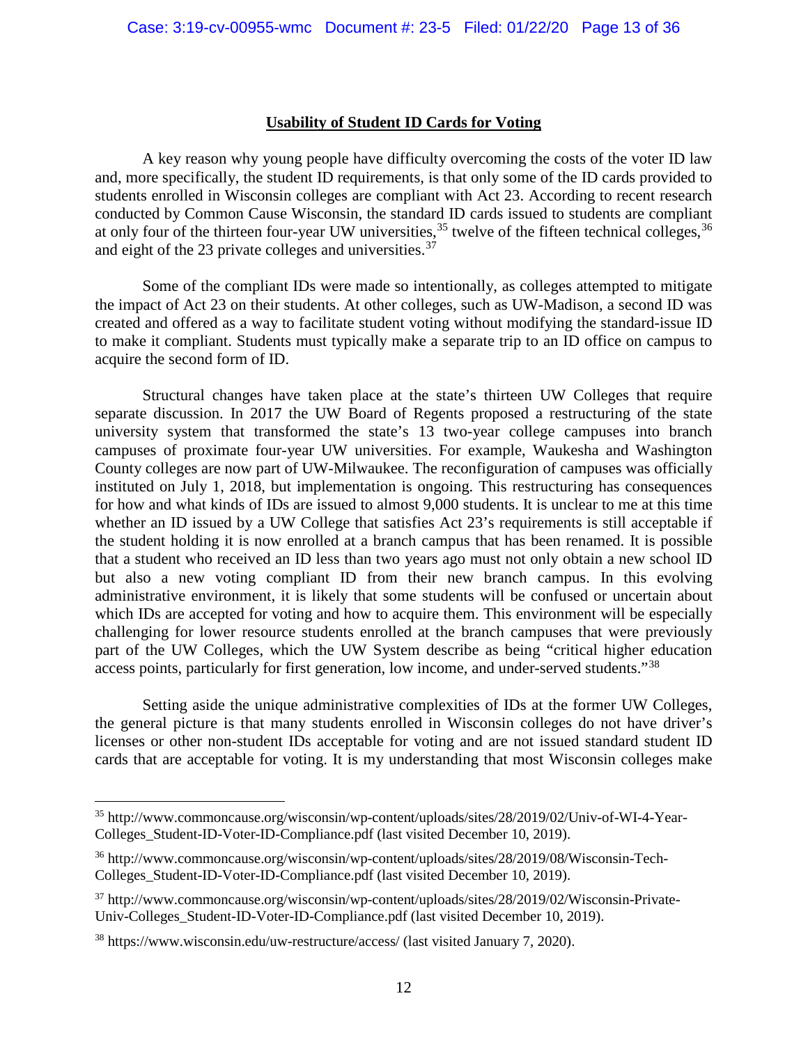## Usability of Student ID Cards for Voting

A key reason why young people have difficulty overcoming the costs of the voter ID law and, more specifically, the student ID requirements, is that only some of the ID cards provided to students enrolled in Wisconsin colleges are compliant with Act 23. According to recent research conducted by Common Cause Wisconsin, the standard ID cards issued to students are compliant at only four of the thirteen four-year UW universities,[35] twelve of the fifteen technical colleges,[36] and eight of the 23 private colleges and universities.[37]

Some of the compliant IDs were made so intentionally, as colleges attempted to mitigate the impact of Act 23 on their students. At other colleges, such as UW-Madison, a second ID was created and offered as a way to facilitate student voting without modifying the standard-issue ID to make it compliant. Students must typically make a separate trip to an ID office on campus to acquire the second form of ID.

Structural changes have taken place at the state's thirteen UW Colleges that require separate discussion. In 2017 the UW Board of Regents proposed a restructuring of the state university system that transformed the state's 13 two-year college campuses into branch campuses of proximate four-year UW universities. For example, Waukesha and Washington County colleges are now part of UW-Milwaukee. The reconfiguration of campuses was officially instituted on July 1, 2018, but implementation is ongoing. This restructuring has consequences for how and what kinds of IDs are issued to almost 9,000 students. It is unclear to me at this time whether an ID issued by a UW College that satisfies Act 23's requirements is still acceptable if the student holding it is now enrolled at a branch campus that has been renamed. It is possible that a student who received an ID less than two years ago must not only obtain a new school ID but also a new voting compliant ID from their new branch campus. In this evolving administrative environment, it is likely that some students will be confused or uncertain about which IDs are accepted for voting and how to acquire them. This environment will be especially challenging for lower resource students enrolled at the branch campuses that were previously part of the UW Colleges, which the UW System describe as being "critical higher education access points, particularly for first generation, low income, and under-served students."[38]

Setting aside the unique administrative complexities of IDs at the former UW Colleges, the general picture is that many students enrolled in Wisconsin colleges do not have driver's licenses or other non-student IDs acceptable for voting and are not issued standard student ID cards that are acceptable for voting. It is my understanding that most Wisconsin colleges make

---

[35] http://www.commoncause.org/wisconsin/wp-content/uploads/sites/28/2019/02/Univ-of-WI-4-Year-Colleges_Student-ID-Voter-ID-Compliance.pdf (last visited December 10, 2019).

[36] http://www.commoncause.org/wisconsin/wp-content/uploads/sites/28/2019/08/Wisconsin-Tech-Colleges_Student-ID-Voter-ID-Compliance.pdf (last visited December 10, 2019).

[37] http://www.commoncause.org/wisconsin/wp-content/uploads/sites/28/2019/02/Wisconsin-Private-Univ-Colleges_Student-ID-Voter-ID-Compliance.pdf (last visited December 10, 2019).

[38] https://www.wisconsin.edu/uw-restructure/access/ (last visited January 7, 2020).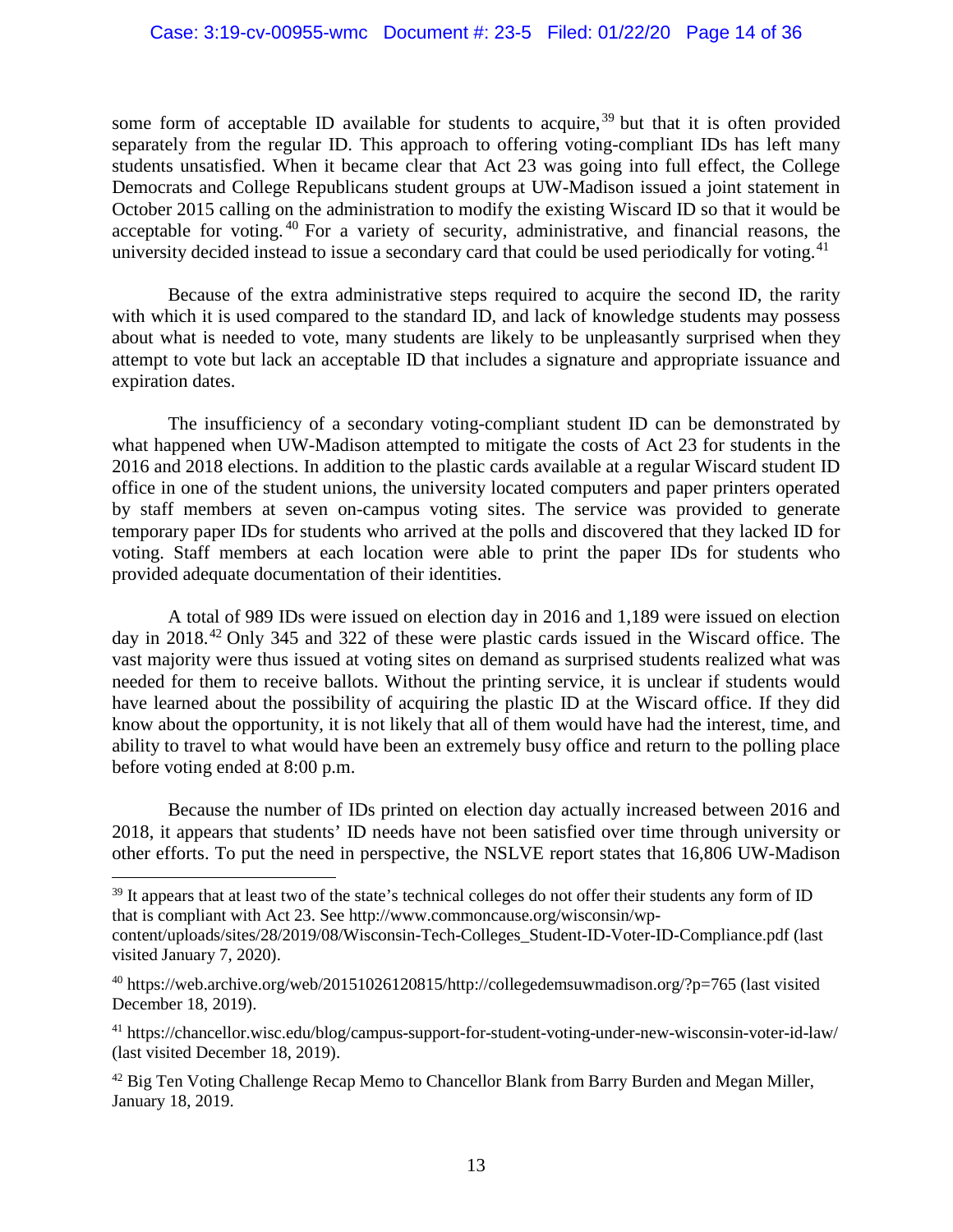some form of acceptable ID available for students to acquire,[39] but that it is often provided separately from the regular ID. This approach to offering voting-compliant IDs has left many students unsatisfied. When it became clear that Act 23 was going into full effect, the College Democrats and College Republicans student groups at UW-Madison issued a joint statement in October 2015 calling on the administration to modify the existing Wiscard ID so that it would be acceptable for voting.[40] For a variety of security, administrative, and financial reasons, the university decided instead to issue a secondary card that could be used periodically for voting.[41]

Because of the extra administrative steps required to acquire the second ID, the rarity with which it is used compared to the standard ID, and lack of knowledge students may possess about what is needed to vote, many students are likely to be unpleasantly surprised when they attempt to vote but lack an acceptable ID that includes a signature and appropriate issuance and expiration dates.

The insufficiency of a secondary voting-compliant student ID can be demonstrated by what happened when UW-Madison attempted to mitigate the costs of Act 23 for students in the 2016 and 2018 elections. In addition to the plastic cards available at a regular Wiscard student ID office in one of the student unions, the university located computers and paper printers operated by staff members at seven on-campus voting sites. The service was provided to generate temporary paper IDs for students who arrived at the polls and discovered that they lacked ID for voting. Staff members at each location were able to print the paper IDs for students who provided adequate documentation of their identities.

A total of 989 IDs were issued on election day in 2016 and 1,189 were issued on election day in 2018.[42] Only 345 and 322 of these were plastic cards issued in the Wiscard office. The vast majority were thus issued at voting sites on demand as surprised students realized what was needed for them to receive ballots. Without the printing service, it is unclear if students would have learned about the possibility of acquiring the plastic ID at the Wiscard office. If they did know about the opportunity, it is not likely that all of them would have had the interest, time, and ability to travel to what would have been an extremely busy office and return to the polling place before voting ended at 8:00 p.m.

Because the number of IDs printed on election day actually increased between 2016 and 2018, it appears that students' ID needs have not been satisfied over time through university or other efforts. To put the need in perspective, the NSLVE report states that 16,806 UW-Madison

---

[39] It appears that at least two of the state's technical colleges do not offer their students any form of ID that is compliant with Act 23. See http://www.commoncause.org/wisconsin/wp-content/uploads/sites/28/2019/08/Wisconsin-Tech-Colleges_Student-ID-Voter-ID-Compliance.pdf (last visited January 7, 2020).

[40] https://web.archive.org/web/20151026120815/http://collegedemsuwmadison.org/?p=765 (last visited December 18, 2019).

[41] https://chancellor.wisc.edu/blog/campus-support-for-student-voting-under-new-wisconsin-voter-id-law/ (last visited December 18, 2019).

[42] Big Ten Voting Challenge Recap Memo to Chancellor Blank from Barry Burden and Megan Miller, January 18, 2019.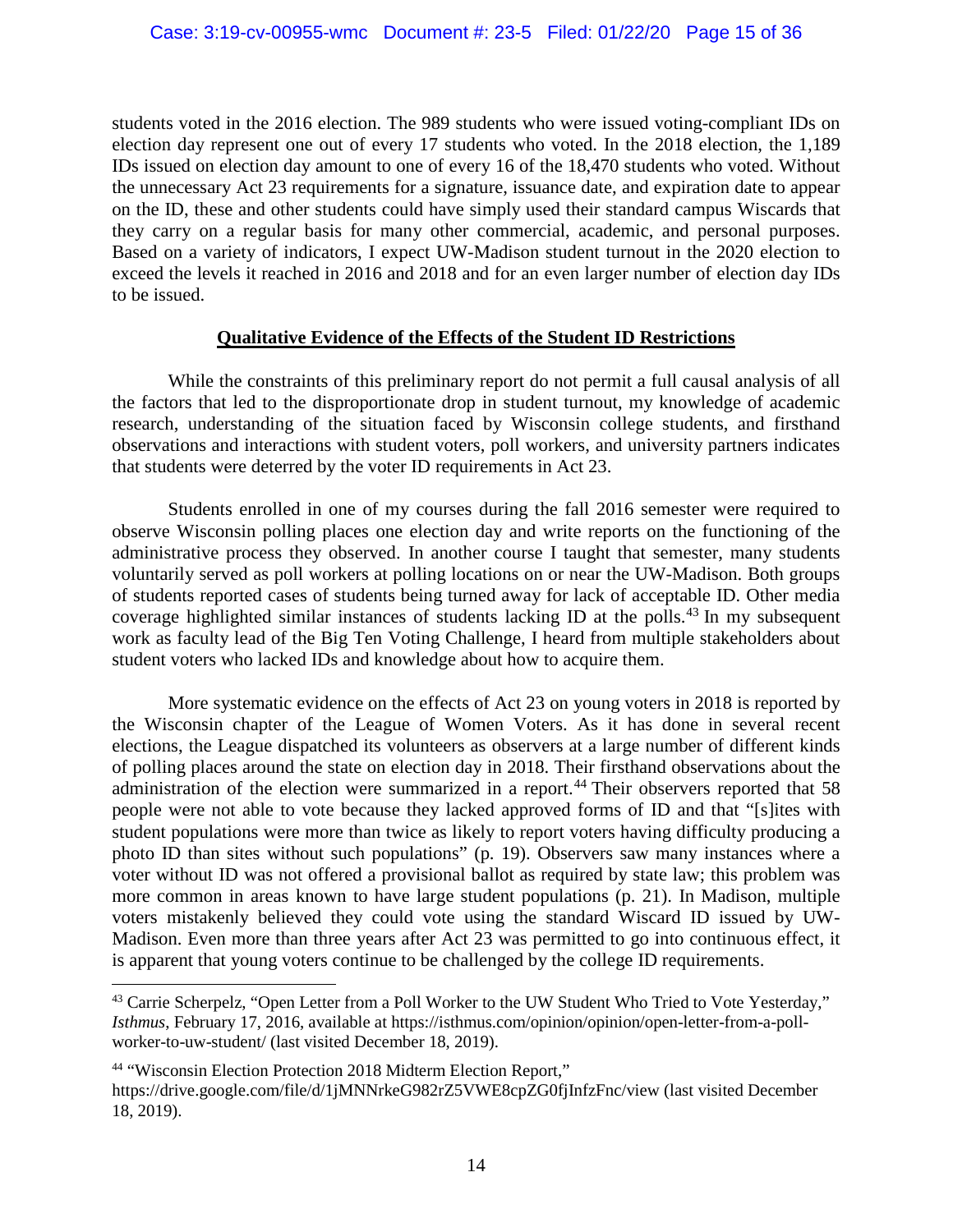students voted in the 2016 election. The 989 students who were issued voting-compliant IDs on election day represent one out of every 17 students who voted. In the 2018 election, the 1,189 IDs issued on election day amount to one of every 16 of the 18,470 students who voted. Without the unnecessary Act 23 requirements for a signature, issuance date, and expiration date to appear on the ID, these and other students could have simply used their standard campus Wiscards that they carry on a regular basis for many other commercial, academic, and personal purposes. Based on a variety of indicators, I expect UW-Madison student turnout in the 2020 election to exceed the levels it reached in 2016 and 2018 and for an even larger number of election day IDs to be issued.

## Qualitative Evidence of the Effects of the Student ID Restrictions

While the constraints of this preliminary report do not permit a full causal analysis of all the factors that led to the disproportionate drop in student turnout, my knowledge of academic research, understanding of the situation faced by Wisconsin college students, and firsthand observations and interactions with student voters, poll workers, and university partners indicates that students were deterred by the voter ID requirements in Act 23.

Students enrolled in one of my courses during the fall 2016 semester were required to observe Wisconsin polling places one election day and write reports on the functioning of the administrative process they observed. In another course I taught that semester, many students voluntarily served as poll workers at polling locations on or near the UW-Madison. Both groups of students reported cases of students being turned away for lack of acceptable ID. Other media coverage highlighted similar instances of students lacking ID at the polls.[43] In my subsequent work as faculty lead of the Big Ten Voting Challenge, I heard from multiple stakeholders about student voters who lacked IDs and knowledge about how to acquire them.

More systematic evidence on the effects of Act 23 on young voters in 2018 is reported by the Wisconsin chapter of the League of Women Voters. As it has done in several recent elections, the League dispatched its volunteers as observers at a large number of different kinds of polling places around the state on election day in 2018. Their firsthand observations about the administration of the election were summarized in a report.[44] Their observers reported that 58 people were not able to vote because they lacked approved forms of ID and that "[s]ites with student populations were more than twice as likely to report voters having difficulty producing a photo ID than sites without such populations" (p. 19). Observers saw many instances where a voter without ID was not offered a provisional ballot as required by state law; this problem was more common in areas known to have large student populations (p. 21). In Madison, multiple voters mistakenly believed they could vote using the standard Wiscard ID issued by UW-Madison. Even more than three years after Act 23 was permitted to go into continuous effect, it is apparent that young voters continue to be challenged by the college ID requirements.

---

[43] Carrie Scherpelz, "Open Letter from a Poll Worker to the UW Student Who Tried to Vote Yesterday," *Isthmus*, February 17, 2016, available at https://isthmus.com/opinion/opinion/open-letter-from-a-poll-worker-to-uw-student/ (last visited December 18, 2019).

[44] "Wisconsin Election Protection 2018 Midterm Election Report," https://drive.google.com/file/d/1jMNNrkeG982rZ5VWE8cpZG0fjInfzFnc/view (last visited December 18, 2019).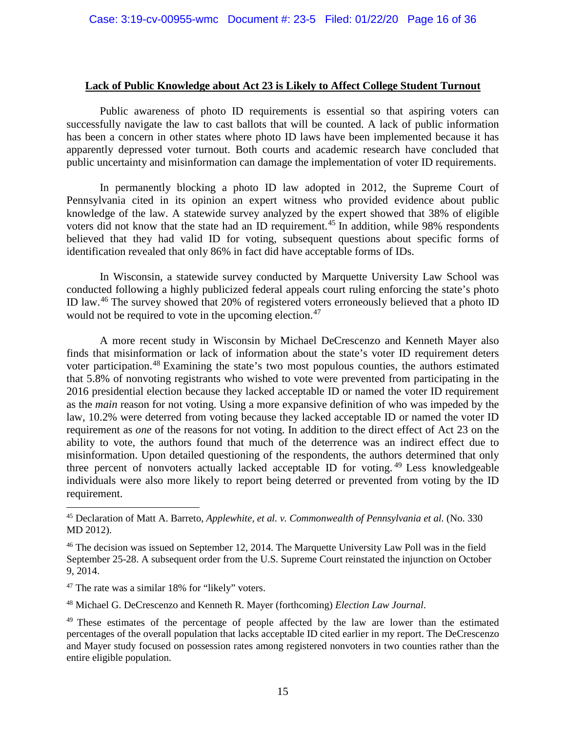**Lack of Public Knowledge about Act 23 is Likely to Affect College Student Turnout**

Public awareness of photo ID requirements is essential so that aspiring voters can successfully navigate the law to cast ballots that will be counted. A lack of public information has been a concern in other states where photo ID laws have been implemented because it has apparently depressed voter turnout. Both courts and academic research have concluded that public uncertainty and misinformation can damage the implementation of voter ID requirements.

In permanently blocking a photo ID law adopted in 2012, the Supreme Court of Pennsylvania cited in its opinion an expert witness who provided evidence about public knowledge of the law. A statewide survey analyzed by the expert showed that 38% of eligible voters did not know that the state had an ID requirement.[45] In addition, while 98% respondents believed that they had valid ID for voting, subsequent questions about specific forms of identification revealed that only 86% in fact did have acceptable forms of IDs.

In Wisconsin, a statewide survey conducted by Marquette University Law School was conducted following a highly publicized federal appeals court ruling enforcing the state's photo ID law.[46] The survey showed that 20% of registered voters erroneously believed that a photo ID would not be required to vote in the upcoming election.[47]

A more recent study in Wisconsin by Michael DeCrescenzo and Kenneth Mayer also finds that misinformation or lack of information about the state's voter ID requirement deters voter participation.[48] Examining the state's two most populous counties, the authors estimated that 5.8% of nonvoting registrants who wished to vote were prevented from participating in the 2016 presidential election because they lacked acceptable ID or named the voter ID requirement as the *main* reason for not voting. Using a more expansive definition of who was impeded by the law, 10.2% were deterred from voting because they lacked acceptable ID or named the voter ID requirement as *one* of the reasons for not voting. In addition to the direct effect of Act 23 on the ability to vote, the authors found that much of the deterrence was an indirect effect due to misinformation. Upon detailed questioning of the respondents, the authors determined that only three percent of nonvoters actually lacked acceptable ID for voting.[49] Less knowledgeable individuals were also more likely to report being deterred or prevented from voting by the ID requirement.

---

[45] Declaration of Matt A. Barreto, *Applewhite, et al. v. Commonwealth of Pennsylvania et al.* (No. 330 MD 2012).

[46] The decision was issued on September 12, 2014. The Marquette University Law Poll was in the field September 25-28. A subsequent order from the U.S. Supreme Court reinstated the injunction on October 9, 2014.

[47] The rate was a similar 18% for "likely" voters.

[48] Michael G. DeCrescenzo and Kenneth R. Mayer (forthcoming) *Election Law Journal*.

[49] These estimates of the percentage of people affected by the law are lower than the estimated percentages of the overall population that lacks acceptable ID cited earlier in my report. The DeCrescenzo and Mayer study focused on possession rates among registered nonvoters in two counties rather than the entire eligible population.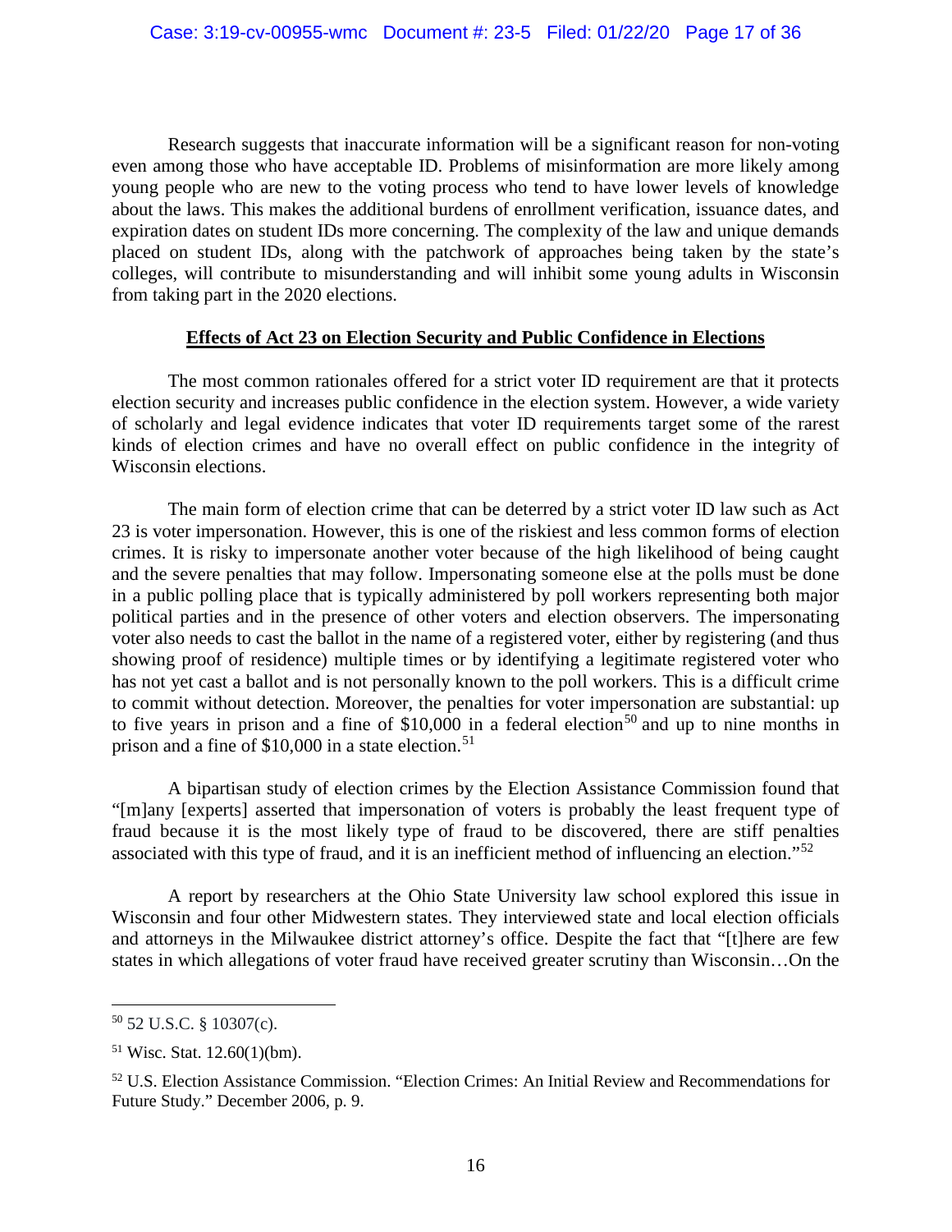Research suggests that inaccurate information will be a significant reason for non-voting even among those who have acceptable ID. Problems of misinformation are more likely among young people who are new to the voting process who tend to have lower levels of knowledge about the laws. This makes the additional burdens of enrollment verification, issuance dates, and expiration dates on student IDs more concerning. The complexity of the law and unique demands placed on student IDs, along with the patchwork of approaches being taken by the state's colleges, will contribute to misunderstanding and will inhibit some young adults in Wisconsin from taking part in the 2020 elections.

## **Effects of Act 23 on Election Security and Public Confidence in Elections**

The most common rationales offered for a strict voter ID requirement are that it protects election security and increases public confidence in the election system. However, a wide variety of scholarly and legal evidence indicates that voter ID requirements target some of the rarest kinds of election crimes and have no overall effect on public confidence in the integrity of Wisconsin elections.

The main form of election crime that can be deterred by a strict voter ID law such as Act 23 is voter impersonation. However, this is one of the riskiest and less common forms of election crimes. It is risky to impersonate another voter because of the high likelihood of being caught and the severe penalties that may follow. Impersonating someone else at the polls must be done in a public polling place that is typically administered by poll workers representing both major political parties and in the presence of other voters and election observers. The impersonating voter also needs to cast the ballot in the name of a registered voter, either by registering (and thus showing proof of residence) multiple times or by identifying a legitimate registered voter who has not yet cast a ballot and is not personally known to the poll workers. This is a difficult crime to commit without detection. Moreover, the penalties for voter impersonation are substantial: up to five years in prison and a fine of $10,000 in a federal election[50] and up to nine months in prison and a fine of $10,000 in a state election.[51]

A bipartisan study of election crimes by the Election Assistance Commission found that "[m]any [experts] asserted that impersonation of voters is probably the least frequent type of fraud because it is the most likely type of fraud to be discovered, there are stiff penalties associated with this type of fraud, and it is an inefficient method of influencing an election."[52]

A report by researchers at the Ohio State University law school explored this issue in Wisconsin and four other Midwestern states. They interviewed state and local election officials and attorneys in the Milwaukee district attorney's office. Despite the fact that "[t]here are few states in which allegations of voter fraud have received greater scrutiny than Wisconsin…On the

---

[50] 52 U.S.C. § 10307(c).

[51] Wisc. Stat. 12.60(1)(bm).

[52] U.S. Election Assistance Commission. "Election Crimes: An Initial Review and Recommendations for Future Study." December 2006, p. 9.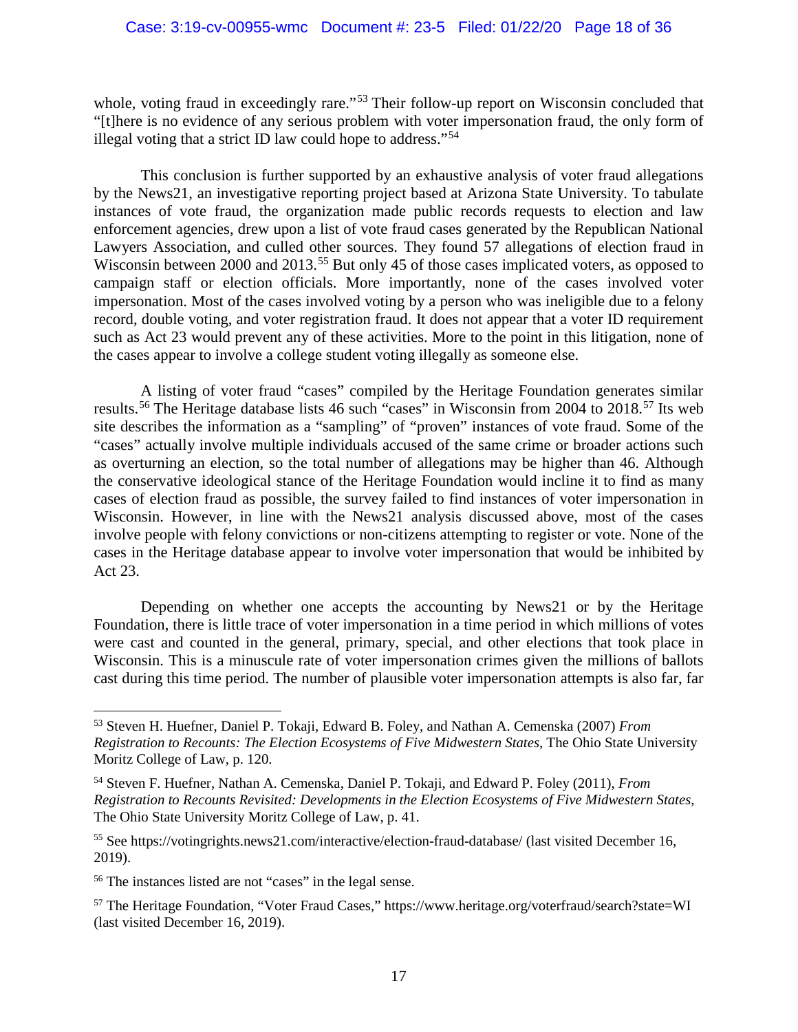whole, voting fraud in exceedingly rare."[53] Their follow-up report on Wisconsin concluded that "[t]here is no evidence of any serious problem with voter impersonation fraud, the only form of illegal voting that a strict ID law could hope to address."[54]

This conclusion is further supported by an exhaustive analysis of voter fraud allegations by the News21, an investigative reporting project based at Arizona State University. To tabulate instances of vote fraud, the organization made public records requests to election and law enforcement agencies, drew upon a list of vote fraud cases generated by the Republican National Lawyers Association, and culled other sources. They found 57 allegations of election fraud in Wisconsin between 2000 and 2013.[55] But only 45 of those cases implicated voters, as opposed to campaign staff or election officials. More importantly, none of the cases involved voter impersonation. Most of the cases involved voting by a person who was ineligible due to a felony record, double voting, and voter registration fraud. It does not appear that a voter ID requirement such as Act 23 would prevent any of these activities. More to the point in this litigation, none of the cases appear to involve a college student voting illegally as someone else.

A listing of voter fraud "cases" compiled by the Heritage Foundation generates similar results.[56] The Heritage database lists 46 such "cases" in Wisconsin from 2004 to 2018.[57] Its web site describes the information as a "sampling" of "proven" instances of vote fraud. Some of the "cases" actually involve multiple individuals accused of the same crime or broader actions such as overturning an election, so the total number of allegations may be higher than 46. Although the conservative ideological stance of the Heritage Foundation would incline it to find as many cases of election fraud as possible, the survey failed to find instances of voter impersonation in Wisconsin. However, in line with the News21 analysis discussed above, most of the cases involve people with felony convictions or non-citizens attempting to register or vote. None of the cases in the Heritage database appear to involve voter impersonation that would be inhibited by Act 23.

Depending on whether one accepts the accounting by News21 or by the Heritage Foundation, there is little trace of voter impersonation in a time period in which millions of votes were cast and counted in the general, primary, special, and other elections that took place in Wisconsin. This is a minuscule rate of voter impersonation crimes given the millions of ballots cast during this time period. The number of plausible voter impersonation attempts is also far, far

---

[53] Steven H. Huefner, Daniel P. Tokaji, Edward B. Foley, and Nathan A. Cemenska (2007) *From Registration to Recounts: The Election Ecosystems of Five Midwestern States*, The Ohio State University Moritz College of Law, p. 120.

[54] Steven F. Huefner, Nathan A. Cemenska, Daniel P. Tokaji, and Edward P. Foley (2011), *From Registration to Recounts Revisited: Developments in the Election Ecosystems of Five Midwestern States*, The Ohio State University Moritz College of Law, p. 41.

[55] See https://votingrights.news21.com/interactive/election-fraud-database/ (last visited December 16, 2019).

[56] The instances listed are not "cases" in the legal sense.

[57] The Heritage Foundation, "Voter Fraud Cases," https://www.heritage.org/voterfraud/search?state=WI (last visited December 16, 2019).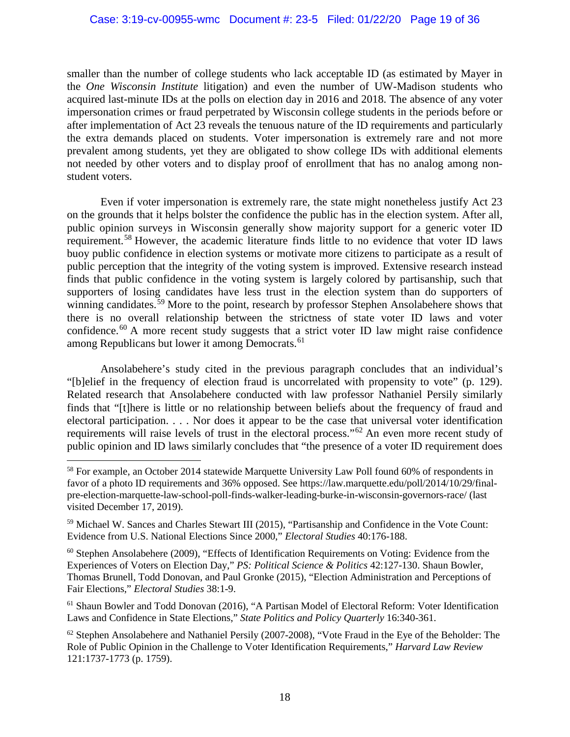smaller than the number of college students who lack acceptable ID (as estimated by Mayer in the *One Wisconsin Institute* litigation) and even the number of UW-Madison students who acquired last-minute IDs at the polls on election day in 2016 and 2018. The absence of any voter impersonation crimes or fraud perpetrated by Wisconsin college students in the periods before or after implementation of Act 23 reveals the tenuous nature of the ID requirements and particularly the extra demands placed on students. Voter impersonation is extremely rare and not more prevalent among students, yet they are obligated to show college IDs with additional elements not needed by other voters and to display proof of enrollment that has no analog among non-student voters.

Even if voter impersonation is extremely rare, the state might nonetheless justify Act 23 on the grounds that it helps bolster the confidence the public has in the election system. After all, public opinion surveys in Wisconsin generally show majority support for a generic voter ID requirement.[58] However, the academic literature finds little to no evidence that voter ID laws buoy public confidence in election systems or motivate more citizens to participate as a result of public perception that the integrity of the voting system is improved. Extensive research instead finds that public confidence in the voting system is largely colored by partisanship, such that supporters of losing candidates have less trust in the election system than do supporters of winning candidates.[59] More to the point, research by professor Stephen Ansolabehere shows that there is no overall relationship between the strictness of state voter ID laws and voter confidence.[60] A more recent study suggests that a strict voter ID law might raise confidence among Republicans but lower it among Democrats.[61]

Ansolabehere's study cited in the previous paragraph concludes that an individual's "[b]elief in the frequency of election fraud is uncorrelated with propensity to vote" (p. 129). Related research that Ansolabehere conducted with law professor Nathaniel Persily similarly finds that "[t]here is little or no relationship between beliefs about the frequency of fraud and electoral participation. . . . Nor does it appear to be the case that universal voter identification requirements will raise levels of trust in the electoral process."[62] An even more recent study of public opinion and ID laws similarly concludes that "the presence of a voter ID requirement does

---

[58] For example, an October 2014 statewide Marquette University Law Poll found 60% of respondents in favor of a photo ID requirements and 36% opposed. See https://law.marquette.edu/poll/2014/10/29/final-pre-election-marquette-law-school-poll-finds-walker-leading-burke-in-wisconsin-governors-race/ (last visited December 17, 2019).

[59] Michael W. Sances and Charles Stewart III (2015), "Partisanship and Confidence in the Vote Count: Evidence from U.S. National Elections Since 2000," *Electoral Studies* 40:176-188.

[60] Stephen Ansolabehere (2009), "Effects of Identification Requirements on Voting: Evidence from the Experiences of Voters on Election Day," *PS: Political Science & Politics* 42:127-130. Shaun Bowler, Thomas Brunell, Todd Donovan, and Paul Gronke (2015), "Election Administration and Perceptions of Fair Elections," *Electoral Studies* 38:1-9.

[61] Shaun Bowler and Todd Donovan (2016), "A Partisan Model of Electoral Reform: Voter Identification Laws and Confidence in State Elections," *State Politics and Policy Quarterly* 16:340-361.

[62] Stephen Ansolabehere and Nathaniel Persily (2007-2008), "Vote Fraud in the Eye of the Beholder: The Role of Public Opinion in the Challenge to Voter Identification Requirements," *Harvard Law Review* 121:1737-1773 (p. 1759).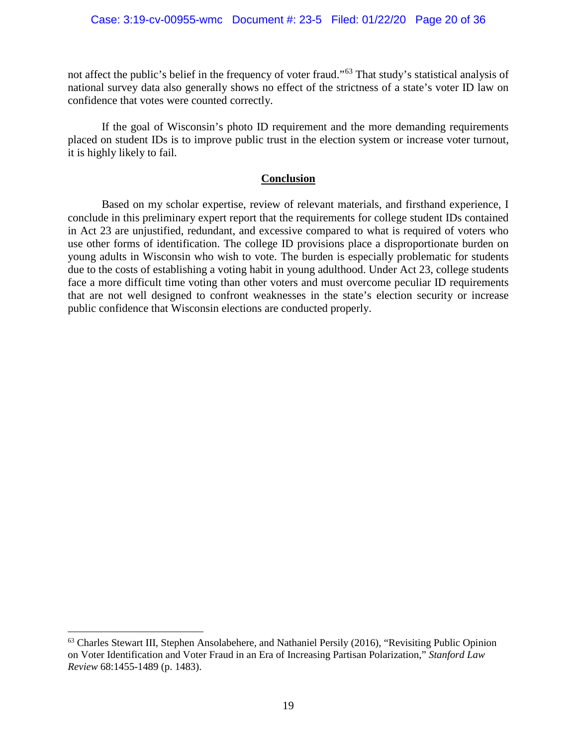not affect the public's belief in the frequency of voter fraud."[63] That study's statistical analysis of national survey data also generally shows no effect of the strictness of a state's voter ID law on confidence that votes were counted correctly.

If the goal of Wisconsin's photo ID requirement and the more demanding requirements placed on student IDs is to improve public trust in the election system or increase voter turnout, it is highly likely to fail.

## Conclusion

Based on my scholar expertise, review of relevant materials, and firsthand experience, I conclude in this preliminary expert report that the requirements for college student IDs contained in Act 23 are unjustified, redundant, and excessive compared to what is required of voters who use other forms of identification. The college ID provisions place a disproportionate burden on young adults in Wisconsin who wish to vote. The burden is especially problematic for students due to the costs of establishing a voting habit in young adulthood. Under Act 23, college students face a more difficult time voting than other voters and must overcome peculiar ID requirements that are not well designed to confront weaknesses in the state's election security or increase public confidence that Wisconsin elections are conducted properly.

---

[63] Charles Stewart III, Stephen Ansolabehere, and Nathaniel Persily (2016), "Revisiting Public Opinion on Voter Identification and Voter Fraud in an Era of Increasing Partisan Polarization," *Stanford Law Review* 68:1455-1489 (p. 1483).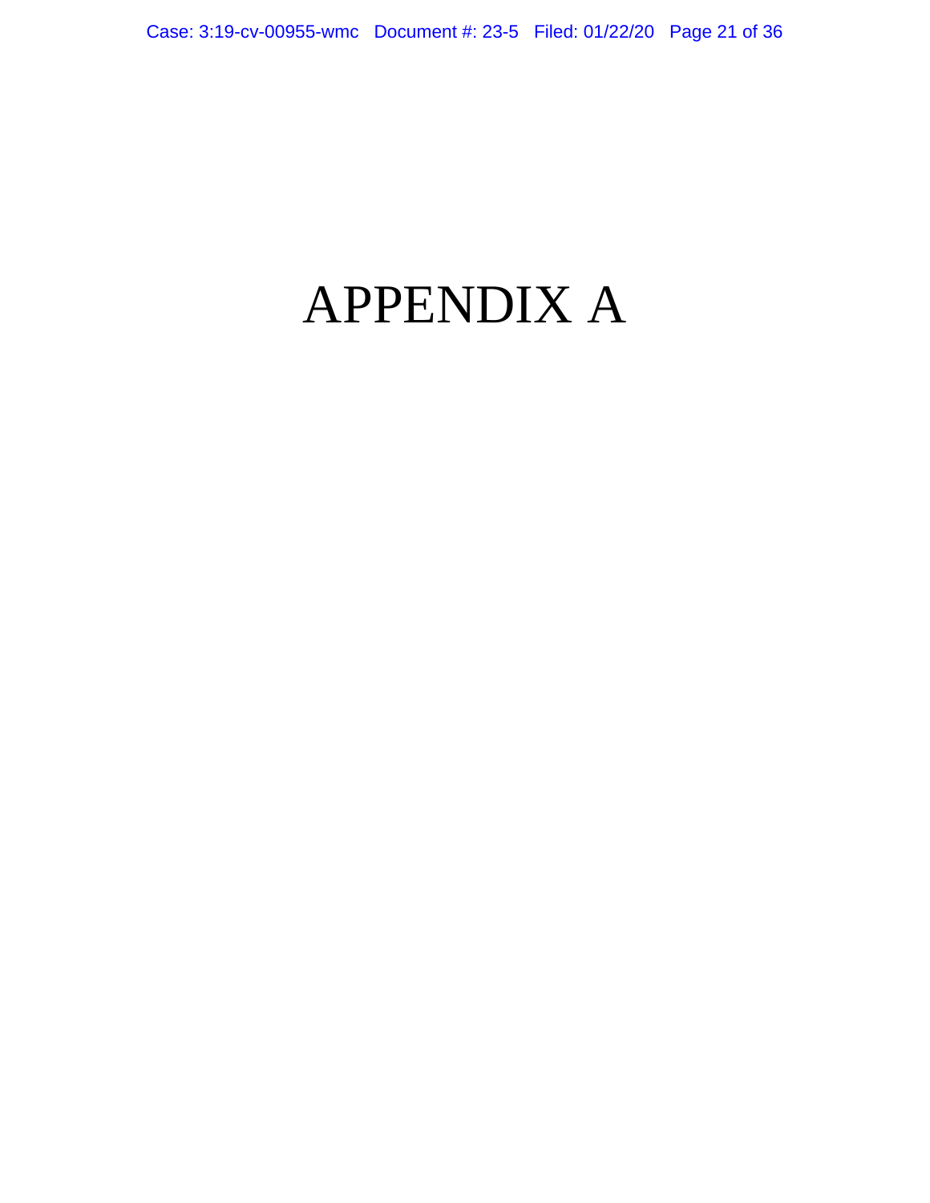# APPENDIX A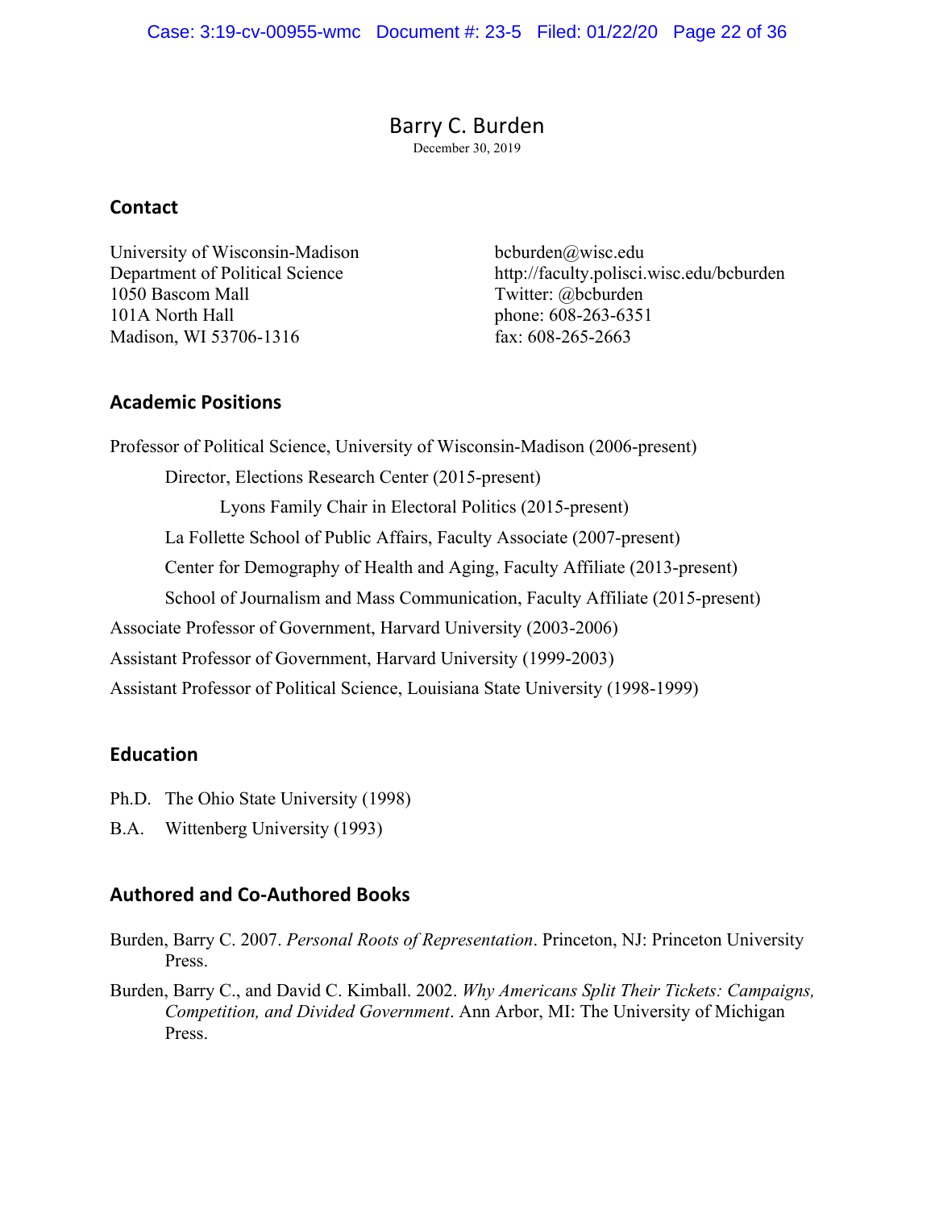# Barry C. Burden

December 30, 2019

## Contact

University of Wisconsin-Madison
Department of Political Science
1050 Bascom Mall
101A North Hall
Madison, WI 53706-1316

bcburden@wisc.edu
http://faculty.polisci.wisc.edu/bcburden
Twitter: @bcburden
phone: 608-263-6351
fax: 608-265-2663

## Academic Positions

Professor of Political Science, University of Wisconsin-Madison (2006-present)

- Director, Elections Research Center (2015-present)
  - Lyons Family Chair in Electoral Politics (2015-present)
- La Follette School of Public Affairs, Faculty Associate (2007-present)
- Center for Demography of Health and Aging, Faculty Affiliate (2013-present)
- School of Journalism and Mass Communication, Faculty Affiliate (2015-present)

Associate Professor of Government, Harvard University (2003-2006)

Assistant Professor of Government, Harvard University (1999-2003)

Assistant Professor of Political Science, Louisiana State University (1998-1999)

## Education

Ph.D. The Ohio State University (1998)

B.A. Wittenberg University (1993)

## Authored and Co-Authored Books

Burden, Barry C. 2007. *Personal Roots of Representation*. Princeton, NJ: Princeton University Press.

Burden, Barry C., and David C. Kimball. 2002. *Why Americans Split Their Tickets: Campaigns, Competition, and Divided Government*. Ann Arbor, MI: The University of Michigan Press.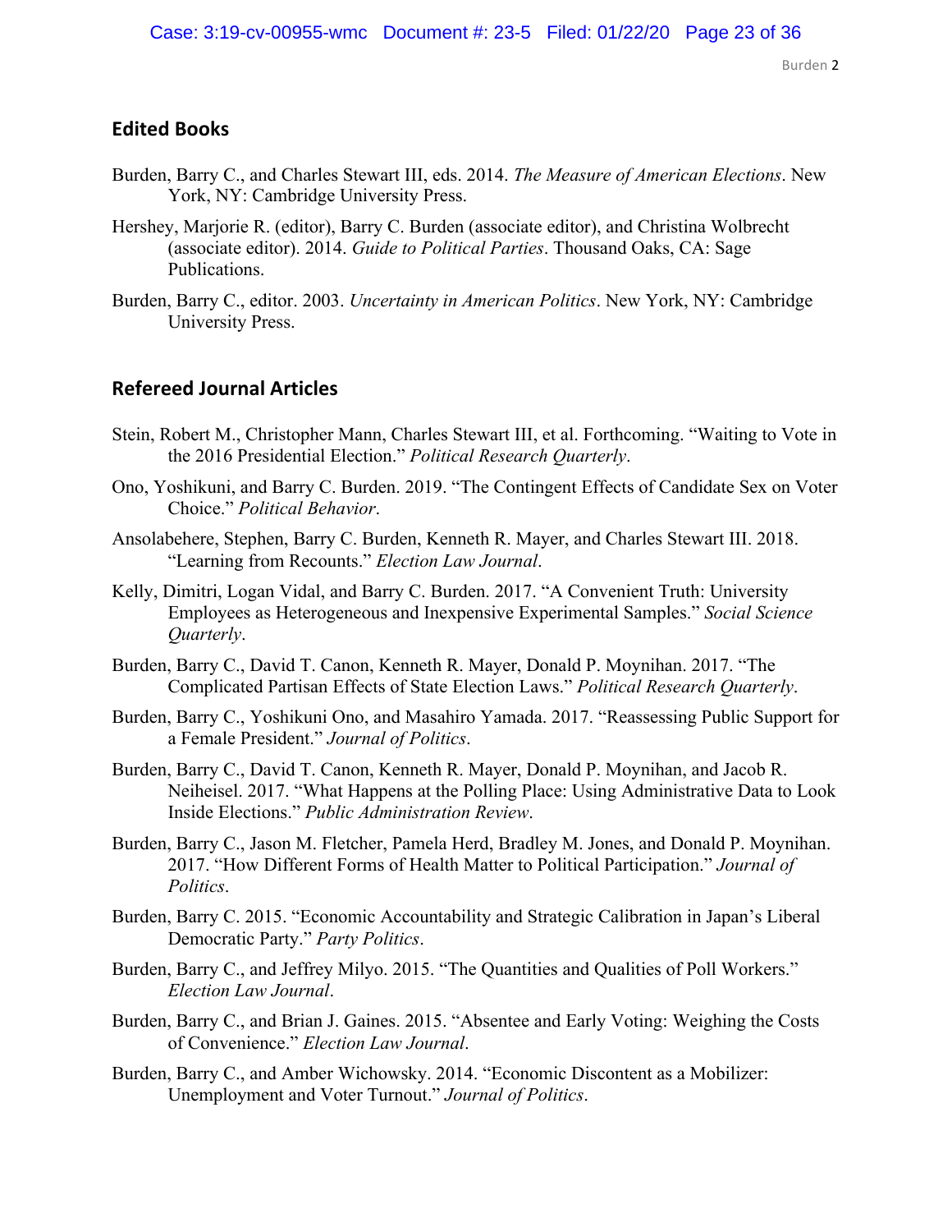## Edited Books

Burden, Barry C., and Charles Stewart III, eds. 2014. *The Measure of American Elections*. New York, NY: Cambridge University Press.

Hershey, Marjorie R. (editor), Barry C. Burden (associate editor), and Christina Wolbrecht (associate editor). 2014. *Guide to Political Parties*. Thousand Oaks, CA: Sage Publications.

Burden, Barry C., editor. 2003. *Uncertainty in American Politics*. New York, NY: Cambridge University Press.

## Refereed Journal Articles

Stein, Robert M., Christopher Mann, Charles Stewart III, et al. Forthcoming. "Waiting to Vote in the 2016 Presidential Election." *Political Research Quarterly*.

Ono, Yoshikuni, and Barry C. Burden. 2019. "The Contingent Effects of Candidate Sex on Voter Choice." *Political Behavior*.

Ansolabehere, Stephen, Barry C. Burden, Kenneth R. Mayer, and Charles Stewart III. 2018. "Learning from Recounts." *Election Law Journal*.

Kelly, Dimitri, Logan Vidal, and Barry C. Burden. 2017. "A Convenient Truth: University Employees as Heterogeneous and Inexpensive Experimental Samples." *Social Science Quarterly*.

Burden, Barry C., David T. Canon, Kenneth R. Mayer, Donald P. Moynihan. 2017. "The Complicated Partisan Effects of State Election Laws." *Political Research Quarterly*.

Burden, Barry C., Yoshikuni Ono, and Masahiro Yamada. 2017. "Reassessing Public Support for a Female President." *Journal of Politics*.

Burden, Barry C., David T. Canon, Kenneth R. Mayer, Donald P. Moynihan, and Jacob R. Neiheisel. 2017. "What Happens at the Polling Place: Using Administrative Data to Look Inside Elections." *Public Administration Review*.

Burden, Barry C., Jason M. Fletcher, Pamela Herd, Bradley M. Jones, and Donald P. Moynihan. 2017. "How Different Forms of Health Matter to Political Participation." *Journal of Politics*.

Burden, Barry C. 2015. "Economic Accountability and Strategic Calibration in Japan's Liberal Democratic Party." *Party Politics*.

Burden, Barry C., and Jeffrey Milyo. 2015. "The Quantities and Qualities of Poll Workers." *Election Law Journal*.

Burden, Barry C., and Brian J. Gaines. 2015. "Absentee and Early Voting: Weighing the Costs of Convenience." *Election Law Journal*.

Burden, Barry C., and Amber Wichowsky. 2014. "Economic Discontent as a Mobilizer: Unemployment and Voter Turnout." *Journal of Politics*.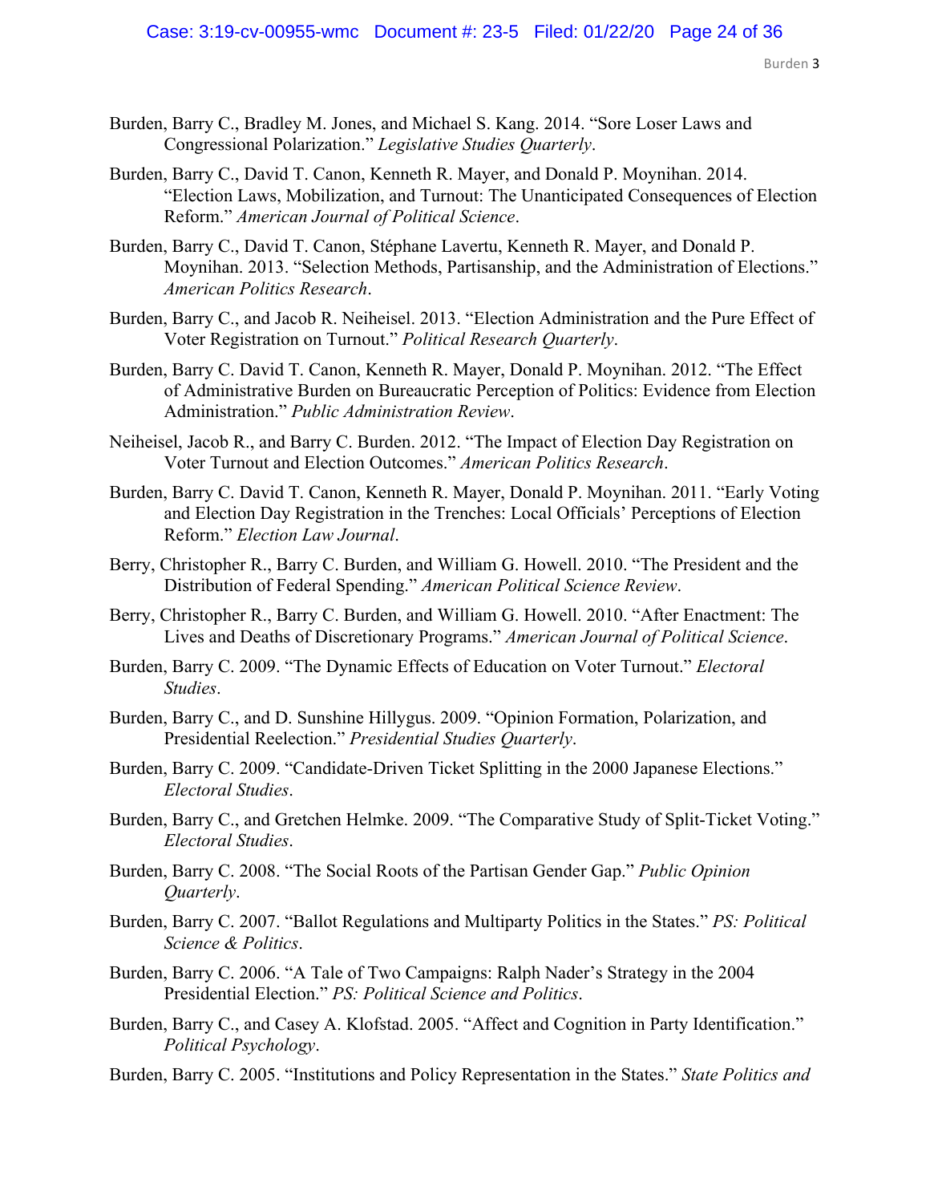Burden, Barry C., Bradley M. Jones, and Michael S. Kang. 2014. "Sore Loser Laws and Congressional Polarization." *Legislative Studies Quarterly*.

Burden, Barry C., David T. Canon, Kenneth R. Mayer, and Donald P. Moynihan. 2014. "Election Laws, Mobilization, and Turnout: The Unanticipated Consequences of Election Reform." *American Journal of Political Science*.

Burden, Barry C., David T. Canon, Stéphane Lavertu, Kenneth R. Mayer, and Donald P. Moynihan. 2013. "Selection Methods, Partisanship, and the Administration of Elections." *American Politics Research*.

Burden, Barry C., and Jacob R. Neiheisel. 2013. "Election Administration and the Pure Effect of Voter Registration on Turnout." *Political Research Quarterly*.

Burden, Barry C. David T. Canon, Kenneth R. Mayer, Donald P. Moynihan. 2012. "The Effect of Administrative Burden on Bureaucratic Perception of Politics: Evidence from Election Administration." *Public Administration Review*.

Neiheisel, Jacob R., and Barry C. Burden. 2012. "The Impact of Election Day Registration on Voter Turnout and Election Outcomes." *American Politics Research*.

Burden, Barry C. David T. Canon, Kenneth R. Mayer, Donald P. Moynihan. 2011. "Early Voting and Election Day Registration in the Trenches: Local Officials' Perceptions of Election Reform." *Election Law Journal*.

Berry, Christopher R., Barry C. Burden, and William G. Howell. 2010. "The President and the Distribution of Federal Spending." *American Political Science Review*.

Berry, Christopher R., Barry C. Burden, and William G. Howell. 2010. "After Enactment: The Lives and Deaths of Discretionary Programs." *American Journal of Political Science*.

Burden, Barry C. 2009. "The Dynamic Effects of Education on Voter Turnout." *Electoral Studies*.

Burden, Barry C., and D. Sunshine Hillygus. 2009. "Opinion Formation, Polarization, and Presidential Reelection." *Presidential Studies Quarterly*.

Burden, Barry C. 2009. "Candidate-Driven Ticket Splitting in the 2000 Japanese Elections." *Electoral Studies*.

Burden, Barry C., and Gretchen Helmke. 2009. "The Comparative Study of Split-Ticket Voting." *Electoral Studies*.

Burden, Barry C. 2008. "The Social Roots of the Partisan Gender Gap." *Public Opinion Quarterly*.

Burden, Barry C. 2007. "Ballot Regulations and Multiparty Politics in the States." *PS: Political Science & Politics*.

Burden, Barry C. 2006. "A Tale of Two Campaigns: Ralph Nader's Strategy in the 2004 Presidential Election." *PS: Political Science and Politics*.

Burden, Barry C., and Casey A. Klofstad. 2005. "Affect and Cognition in Party Identification." *Political Psychology*.

Burden, Barry C. 2005. "Institutions and Policy Representation in the States." *State Politics and*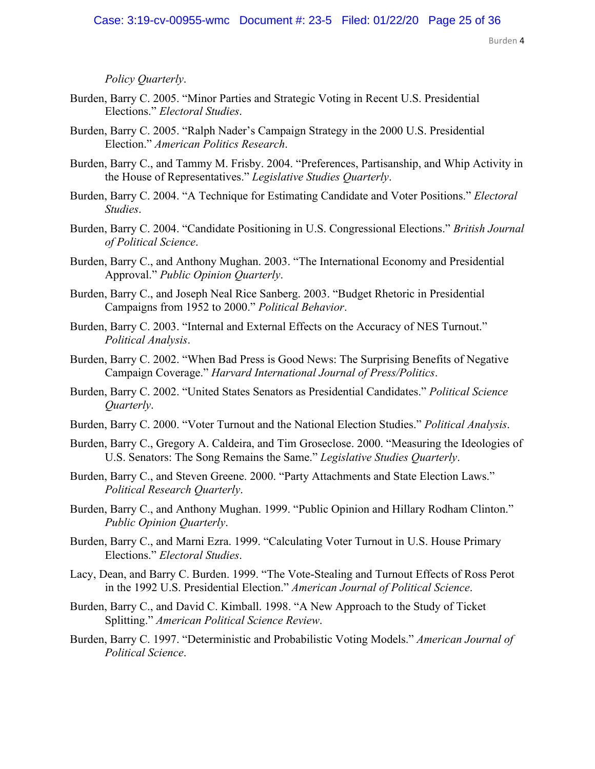*Policy Quarterly*.

Burden, Barry C. 2005. "Minor Parties and Strategic Voting in Recent U.S. Presidential Elections." *Electoral Studies*.

Burden, Barry C. 2005. "Ralph Nader's Campaign Strategy in the 2000 U.S. Presidential Election." *American Politics Research*.

Burden, Barry C., and Tammy M. Frisby. 2004. "Preferences, Partisanship, and Whip Activity in the House of Representatives." *Legislative Studies Quarterly*.

Burden, Barry C. 2004. "A Technique for Estimating Candidate and Voter Positions." *Electoral Studies*.

Burden, Barry C. 2004. "Candidate Positioning in U.S. Congressional Elections." *British Journal of Political Science*.

Burden, Barry C., and Anthony Mughan. 2003. "The International Economy and Presidential Approval." *Public Opinion Quarterly*.

Burden, Barry C., and Joseph Neal Rice Sanberg. 2003. "Budget Rhetoric in Presidential Campaigns from 1952 to 2000." *Political Behavior*.

Burden, Barry C. 2003. "Internal and External Effects on the Accuracy of NES Turnout." *Political Analysis*.

Burden, Barry C. 2002. "When Bad Press is Good News: The Surprising Benefits of Negative Campaign Coverage." *Harvard International Journal of Press/Politics*.

Burden, Barry C. 2002. "United States Senators as Presidential Candidates." *Political Science Quarterly*.

Burden, Barry C. 2000. "Voter Turnout and the National Election Studies." *Political Analysis*.

Burden, Barry C., Gregory A. Caldeira, and Tim Groseclose. 2000. "Measuring the Ideologies of U.S. Senators: The Song Remains the Same." *Legislative Studies Quarterly*.

Burden, Barry C., and Steven Greene. 2000. "Party Attachments and State Election Laws." *Political Research Quarterly*.

Burden, Barry C., and Anthony Mughan. 1999. "Public Opinion and Hillary Rodham Clinton." *Public Opinion Quarterly*.

Burden, Barry C., and Marni Ezra. 1999. "Calculating Voter Turnout in U.S. House Primary Elections." *Electoral Studies*.

Lacy, Dean, and Barry C. Burden. 1999. "The Vote-Stealing and Turnout Effects of Ross Perot in the 1992 U.S. Presidential Election." *American Journal of Political Science*.

Burden, Barry C., and David C. Kimball. 1998. "A New Approach to the Study of Ticket Splitting." *American Political Science Review*.

Burden, Barry C. 1997. "Deterministic and Probabilistic Voting Models." *American Journal of Political Science*.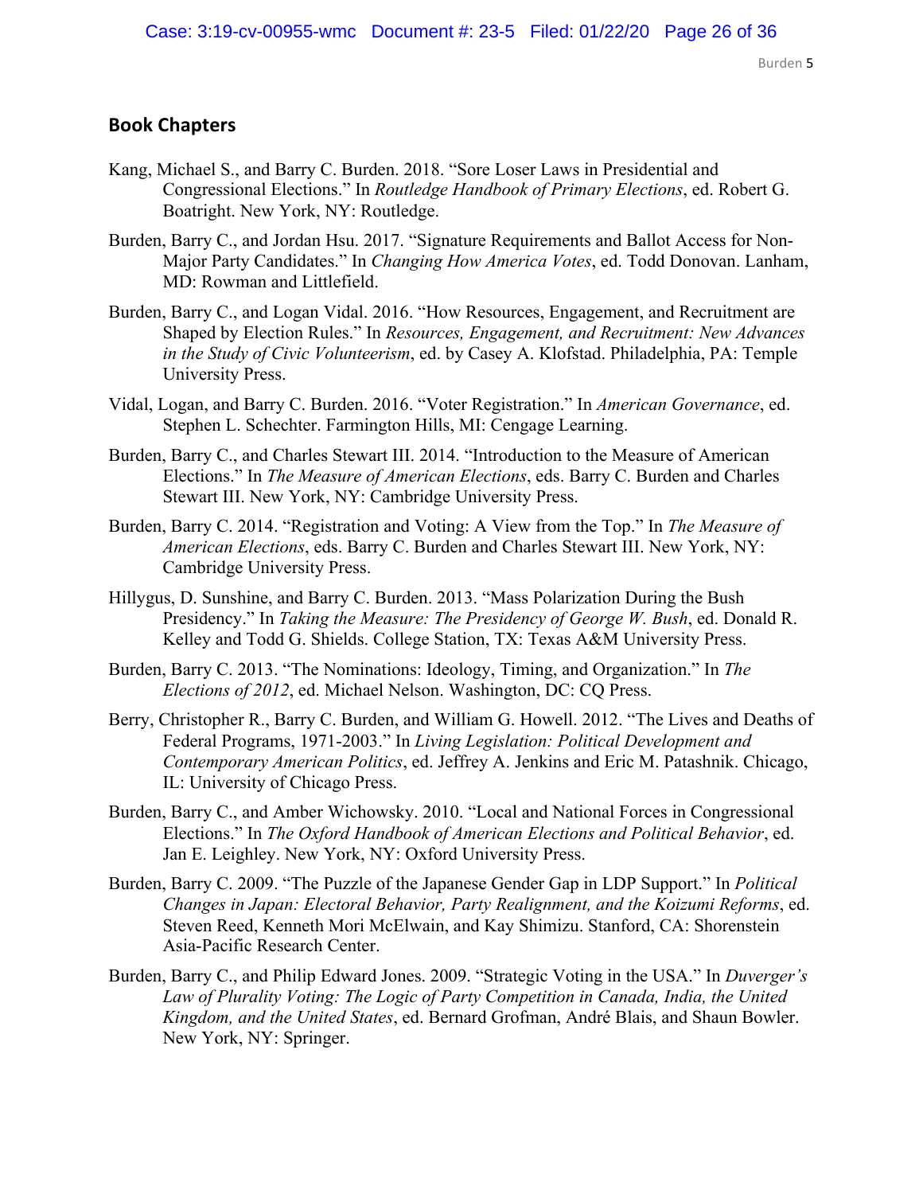## Book Chapters

Kang, Michael S., and Barry C. Burden. 2018. "Sore Loser Laws in Presidential and Congressional Elections." In *Routledge Handbook of Primary Elections*, ed. Robert G. Boatright. New York, NY: Routledge.

Burden, Barry C., and Jordan Hsu. 2017. "Signature Requirements and Ballot Access for Non-Major Party Candidates." In *Changing How America Votes*, ed. Todd Donovan. Lanham, MD: Rowman and Littlefield.

Burden, Barry C., and Logan Vidal. 2016. "How Resources, Engagement, and Recruitment are Shaped by Election Rules." In *Resources, Engagement, and Recruitment: New Advances in the Study of Civic Volunteerism*, ed. by Casey A. Klofstad. Philadelphia, PA: Temple University Press.

Vidal, Logan, and Barry C. Burden. 2016. "Voter Registration." In *American Governance*, ed. Stephen L. Schechter. Farmington Hills, MI: Cengage Learning.

Burden, Barry C., and Charles Stewart III. 2014. "Introduction to the Measure of American Elections." In *The Measure of American Elections*, eds. Barry C. Burden and Charles Stewart III. New York, NY: Cambridge University Press.

Burden, Barry C. 2014. "Registration and Voting: A View from the Top." In *The Measure of American Elections*, eds. Barry C. Burden and Charles Stewart III. New York, NY: Cambridge University Press.

Hillygus, D. Sunshine, and Barry C. Burden. 2013. "Mass Polarization During the Bush Presidency." In *Taking the Measure: The Presidency of George W. Bush*, ed. Donald R. Kelley and Todd G. Shields. College Station, TX: Texas A&M University Press.

Burden, Barry C. 2013. "The Nominations: Ideology, Timing, and Organization." In *The Elections of 2012*, ed. Michael Nelson. Washington, DC: CQ Press.

Berry, Christopher R., Barry C. Burden, and William G. Howell. 2012. "The Lives and Deaths of Federal Programs, 1971-2003." In *Living Legislation: Political Development and Contemporary American Politics*, ed. Jeffrey A. Jenkins and Eric M. Patashnik. Chicago, IL: University of Chicago Press.

Burden, Barry C., and Amber Wichowsky. 2010. "Local and National Forces in Congressional Elections." In *The Oxford Handbook of American Elections and Political Behavior*, ed. Jan E. Leighley. New York, NY: Oxford University Press.

Burden, Barry C. 2009. "The Puzzle of the Japanese Gender Gap in LDP Support." In *Political Changes in Japan: Electoral Behavior, Party Realignment, and the Koizumi Reforms*, ed. Steven Reed, Kenneth Mori McElwain, and Kay Shimizu. Stanford, CA: Shorenstein Asia-Pacific Research Center.

Burden, Barry C., and Philip Edward Jones. 2009. "Strategic Voting in the USA." In *Duverger's Law of Plurality Voting: The Logic of Party Competition in Canada, India, the United Kingdom, and the United States*, ed. Bernard Grofman, André Blais, and Shaun Bowler. New York, NY: Springer.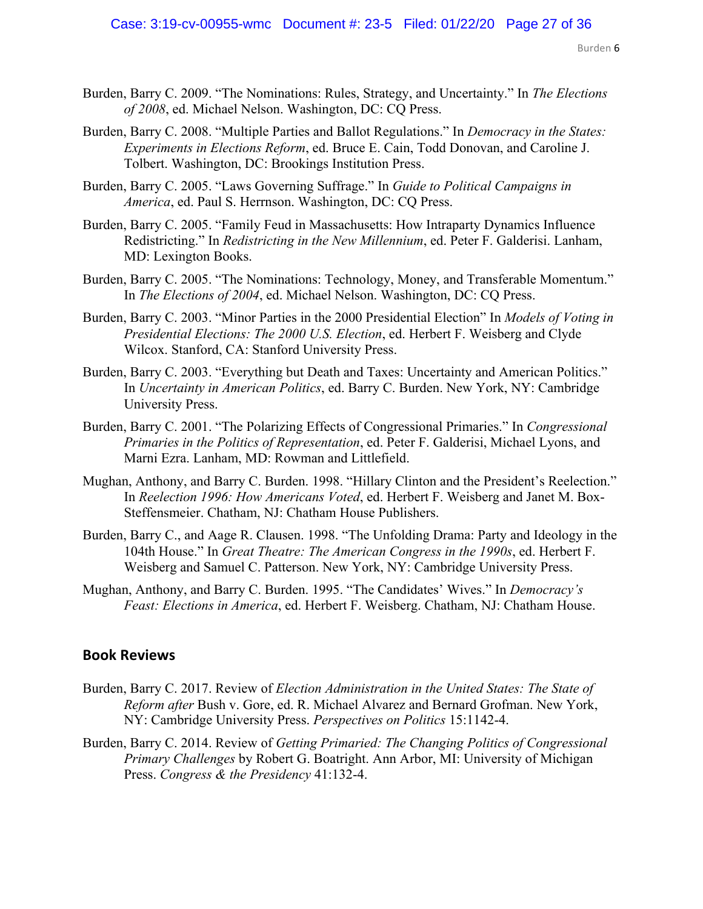Burden, Barry C. 2009. "The Nominations: Rules, Strategy, and Uncertainty." In *The Elections of 2008*, ed. Michael Nelson. Washington, DC: CQ Press.

Burden, Barry C. 2008. "Multiple Parties and Ballot Regulations." In *Democracy in the States: Experiments in Elections Reform*, ed. Bruce E. Cain, Todd Donovan, and Caroline J. Tolbert. Washington, DC: Brookings Institution Press.

Burden, Barry C. 2005. "Laws Governing Suffrage." In *Guide to Political Campaigns in America*, ed. Paul S. Herrnson. Washington, DC: CQ Press.

Burden, Barry C. 2005. "Family Feud in Massachusetts: How Intraparty Dynamics Influence Redistricting." In *Redistricting in the New Millennium*, ed. Peter F. Galderisi. Lanham, MD: Lexington Books.

Burden, Barry C. 2005. "The Nominations: Technology, Money, and Transferable Momentum." In *The Elections of 2004*, ed. Michael Nelson. Washington, DC: CQ Press.

Burden, Barry C. 2003. "Minor Parties in the 2000 Presidential Election" In *Models of Voting in Presidential Elections: The 2000 U.S. Election*, ed. Herbert F. Weisberg and Clyde Wilcox. Stanford, CA: Stanford University Press.

Burden, Barry C. 2003. "Everything but Death and Taxes: Uncertainty and American Politics." In *Uncertainty in American Politics*, ed. Barry C. Burden. New York, NY: Cambridge University Press.

Burden, Barry C. 2001. "The Polarizing Effects of Congressional Primaries." In *Congressional Primaries in the Politics of Representation*, ed. Peter F. Galderisi, Michael Lyons, and Marni Ezra. Lanham, MD: Rowman and Littlefield.

Mughan, Anthony, and Barry C. Burden. 1998. "Hillary Clinton and the President's Reelection." In *Reelection 1996: How Americans Voted*, ed. Herbert F. Weisberg and Janet M. Box-Steffensmeier. Chatham, NJ: Chatham House Publishers.

Burden, Barry C., and Aage R. Clausen. 1998. "The Unfolding Drama: Party and Ideology in the 104th House." In *Great Theatre: The American Congress in the 1990s*, ed. Herbert F. Weisberg and Samuel C. Patterson. New York, NY: Cambridge University Press.

Mughan, Anthony, and Barry C. Burden. 1995. "The Candidates' Wives." In *Democracy's Feast: Elections in America*, ed. Herbert F. Weisberg. Chatham, NJ: Chatham House.

## Book Reviews

Burden, Barry C. 2017. Review of *Election Administration in the United States: The State of Reform after* Bush v. Gore, ed. R. Michael Alvarez and Bernard Grofman. New York, NY: Cambridge University Press. *Perspectives on Politics* 15:1142-4.

Burden, Barry C. 2014. Review of *Getting Primaried: The Changing Politics of Congressional Primary Challenges* by Robert G. Boatright. Ann Arbor, MI: University of Michigan Press. *Congress & the Presidency* 41:132-4.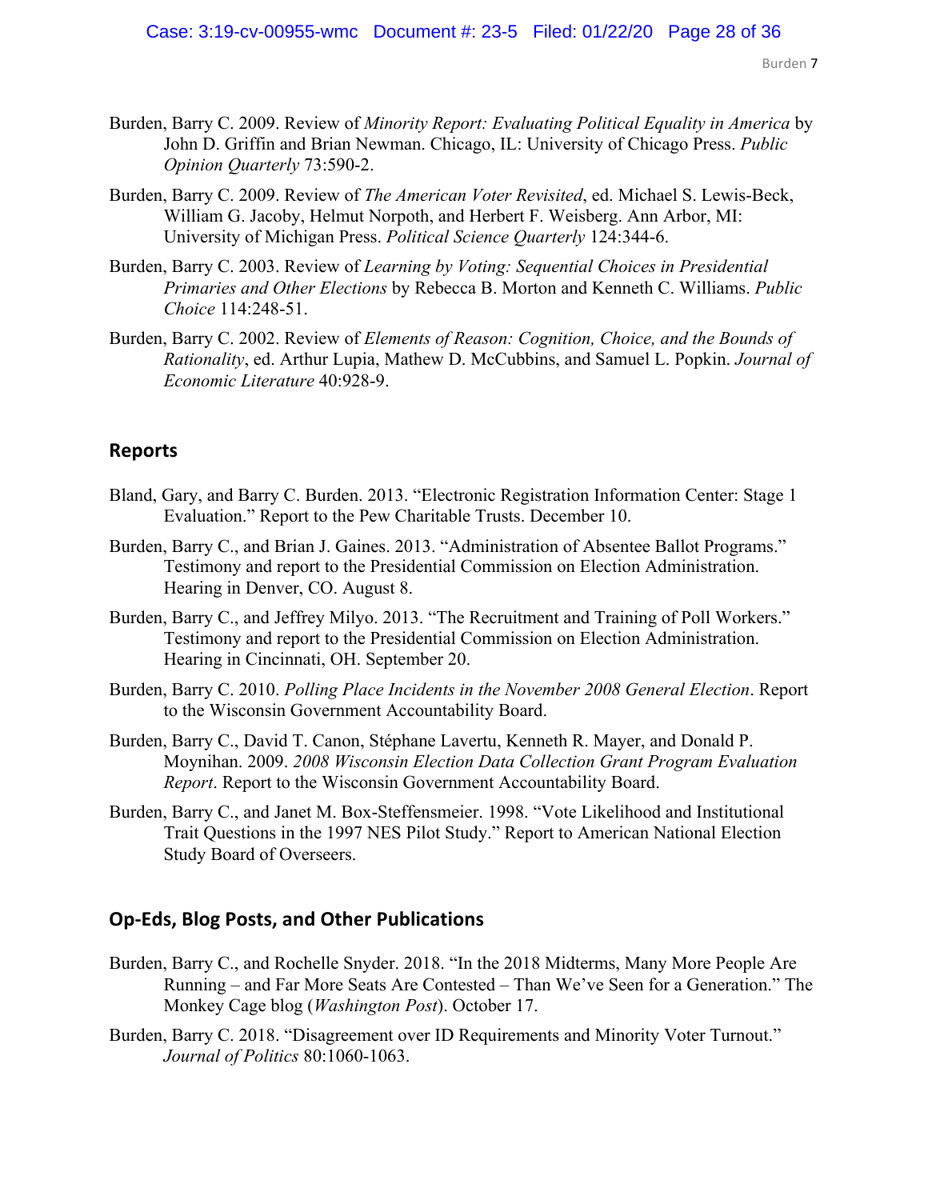Burden, Barry C. 2009. Review of *Minority Report: Evaluating Political Equality in America* by John D. Griffin and Brian Newman. Chicago, IL: University of Chicago Press. *Public Opinion Quarterly* 73:590-2.

Burden, Barry C. 2009. Review of *The American Voter Revisited*, ed. Michael S. Lewis-Beck, William G. Jacoby, Helmut Norpoth, and Herbert F. Weisberg. Ann Arbor, MI: University of Michigan Press. *Political Science Quarterly* 124:344-6.

Burden, Barry C. 2003. Review of *Learning by Voting: Sequential Choices in Presidential Primaries and Other Elections* by Rebecca B. Morton and Kenneth C. Williams. *Public Choice* 114:248-51.

Burden, Barry C. 2002. Review of *Elements of Reason: Cognition, Choice, and the Bounds of Rationality*, ed. Arthur Lupia, Mathew D. McCubbins, and Samuel L. Popkin. *Journal of Economic Literature* 40:928-9.

## Reports

Bland, Gary, and Barry C. Burden. 2013. "Electronic Registration Information Center: Stage 1 Evaluation." Report to the Pew Charitable Trusts. December 10.

Burden, Barry C., and Brian J. Gaines. 2013. "Administration of Absentee Ballot Programs." Testimony and report to the Presidential Commission on Election Administration. Hearing in Denver, CO. August 8.

Burden, Barry C., and Jeffrey Milyo. 2013. "The Recruitment and Training of Poll Workers." Testimony and report to the Presidential Commission on Election Administration. Hearing in Cincinnati, OH. September 20.

Burden, Barry C. 2010. *Polling Place Incidents in the November 2008 General Election*. Report to the Wisconsin Government Accountability Board.

Burden, Barry C., David T. Canon, Stéphane Lavertu, Kenneth R. Mayer, and Donald P. Moynihan. 2009. *2008 Wisconsin Election Data Collection Grant Program Evaluation Report*. Report to the Wisconsin Government Accountability Board.

Burden, Barry C., and Janet M. Box-Steffensmeier. 1998. "Vote Likelihood and Institutional Trait Questions in the 1997 NES Pilot Study." Report to American National Election Study Board of Overseers.

## Op-Eds, Blog Posts, and Other Publications

Burden, Barry C., and Rochelle Snyder. 2018. "In the 2018 Midterms, Many More People Are Running – and Far More Seats Are Contested – Than We've Seen for a Generation." The Monkey Cage blog (*Washington Post*). October 17.

Burden, Barry C. 2018. "Disagreement over ID Requirements and Minority Voter Turnout." *Journal of Politics* 80:1060-1063.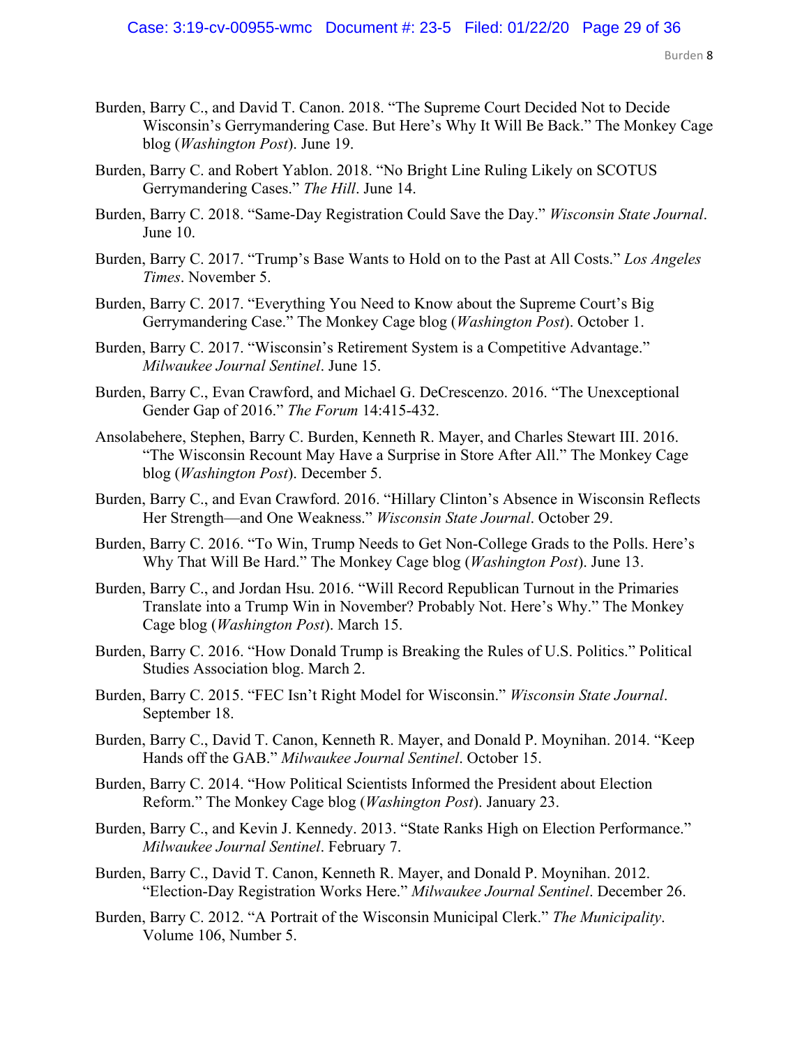Burden, Barry C., and David T. Canon. 2018. "The Supreme Court Decided Not to Decide Wisconsin's Gerrymandering Case. But Here's Why It Will Be Back." The Monkey Cage blog (*Washington Post*). June 19.

Burden, Barry C. and Robert Yablon. 2018. "No Bright Line Ruling Likely on SCOTUS Gerrymandering Cases." *The Hill*. June 14.

Burden, Barry C. 2018. "Same-Day Registration Could Save the Day." *Wisconsin State Journal*. June 10.

Burden, Barry C. 2017. "Trump's Base Wants to Hold on to the Past at All Costs." *Los Angeles Times*. November 5.

Burden, Barry C. 2017. "Everything You Need to Know about the Supreme Court's Big Gerrymandering Case." The Monkey Cage blog (*Washington Post*). October 1.

Burden, Barry C. 2017. "Wisconsin's Retirement System is a Competitive Advantage." *Milwaukee Journal Sentinel*. June 15.

Burden, Barry C., Evan Crawford, and Michael G. DeCrescenzo. 2016. "The Unexceptional Gender Gap of 2016." *The Forum* 14:415-432.

Ansolabehere, Stephen, Barry C. Burden, Kenneth R. Mayer, and Charles Stewart III. 2016. "The Wisconsin Recount May Have a Surprise in Store After All." The Monkey Cage blog (*Washington Post*). December 5.

Burden, Barry C., and Evan Crawford. 2016. "Hillary Clinton's Absence in Wisconsin Reflects Her Strength—and One Weakness." *Wisconsin State Journal*. October 29.

Burden, Barry C. 2016. "To Win, Trump Needs to Get Non-College Grads to the Polls. Here's Why That Will Be Hard." The Monkey Cage blog (*Washington Post*). June 13.

Burden, Barry C., and Jordan Hsu. 2016. "Will Record Republican Turnout in the Primaries Translate into a Trump Win in November? Probably Not. Here's Why." The Monkey Cage blog (*Washington Post*). March 15.

Burden, Barry C. 2016. "How Donald Trump is Breaking the Rules of U.S. Politics." Political Studies Association blog. March 2.

Burden, Barry C. 2015. "FEC Isn't Right Model for Wisconsin." *Wisconsin State Journal*. September 18.

Burden, Barry C., David T. Canon, Kenneth R. Mayer, and Donald P. Moynihan. 2014. "Keep Hands off the GAB." *Milwaukee Journal Sentinel*. October 15.

Burden, Barry C. 2014. "How Political Scientists Informed the President about Election Reform." The Monkey Cage blog (*Washington Post*). January 23.

Burden, Barry C., and Kevin J. Kennedy. 2013. "State Ranks High on Election Performance." *Milwaukee Journal Sentinel*. February 7.

Burden, Barry C., David T. Canon, Kenneth R. Mayer, and Donald P. Moynihan. 2012. "Election-Day Registration Works Here." *Milwaukee Journal Sentinel*. December 26.

Burden, Barry C. 2012. "A Portrait of the Wisconsin Municipal Clerk." *The Municipality*. Volume 106, Number 5.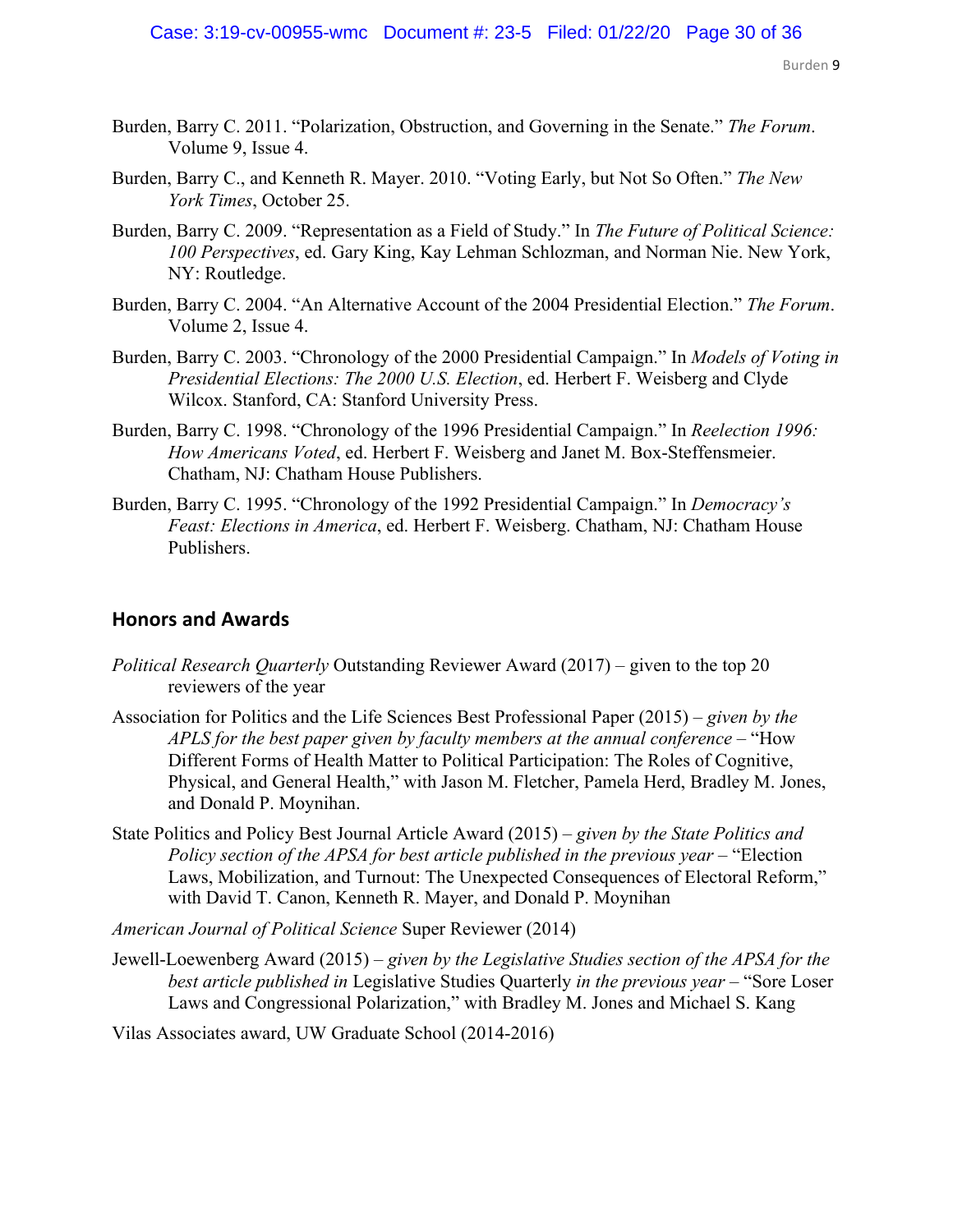Burden, Barry C. 2011. "Polarization, Obstruction, and Governing in the Senate." *The Forum*. Volume 9, Issue 4.

Burden, Barry C., and Kenneth R. Mayer. 2010. "Voting Early, but Not So Often." *The New York Times*, October 25.

Burden, Barry C. 2009. "Representation as a Field of Study." In *The Future of Political Science: 100 Perspectives*, ed. Gary King, Kay Lehman Schlozman, and Norman Nie. New York, NY: Routledge.

Burden, Barry C. 2004. "An Alternative Account of the 2004 Presidential Election." *The Forum*. Volume 2, Issue 4.

Burden, Barry C. 2003. "Chronology of the 2000 Presidential Campaign." In *Models of Voting in Presidential Elections: The 2000 U.S. Election*, ed. Herbert F. Weisberg and Clyde Wilcox. Stanford, CA: Stanford University Press.

Burden, Barry C. 1998. "Chronology of the 1996 Presidential Campaign." In *Reelection 1996: How Americans Voted*, ed. Herbert F. Weisberg and Janet M. Box-Steffensmeier. Chatham, NJ: Chatham House Publishers.

Burden, Barry C. 1995. "Chronology of the 1992 Presidential Campaign." In *Democracy's Feast: Elections in America*, ed. Herbert F. Weisberg. Chatham, NJ: Chatham House Publishers.

## Honors and Awards

*Political Research Quarterly* Outstanding Reviewer Award (2017) – given to the top 20 reviewers of the year

Association for Politics and the Life Sciences Best Professional Paper (2015) – *given by the APLS for the best paper given by faculty members at the annual conference* – "How Different Forms of Health Matter to Political Participation: The Roles of Cognitive, Physical, and General Health," with Jason M. Fletcher, Pamela Herd, Bradley M. Jones, and Donald P. Moynihan.

State Politics and Policy Best Journal Article Award (2015) – *given by the State Politics and Policy section of the APSA for best article published in the previous year* – "Election Laws, Mobilization, and Turnout: The Unexpected Consequences of Electoral Reform," with David T. Canon, Kenneth R. Mayer, and Donald P. Moynihan

*American Journal of Political Science* Super Reviewer (2014)

Jewell-Loewenberg Award (2015) – *given by the Legislative Studies section of the APSA for the best article published in* Legislative Studies Quarterly *in the previous year* – "Sore Loser Laws and Congressional Polarization," with Bradley M. Jones and Michael S. Kang

Vilas Associates award, UW Graduate School (2014-2016)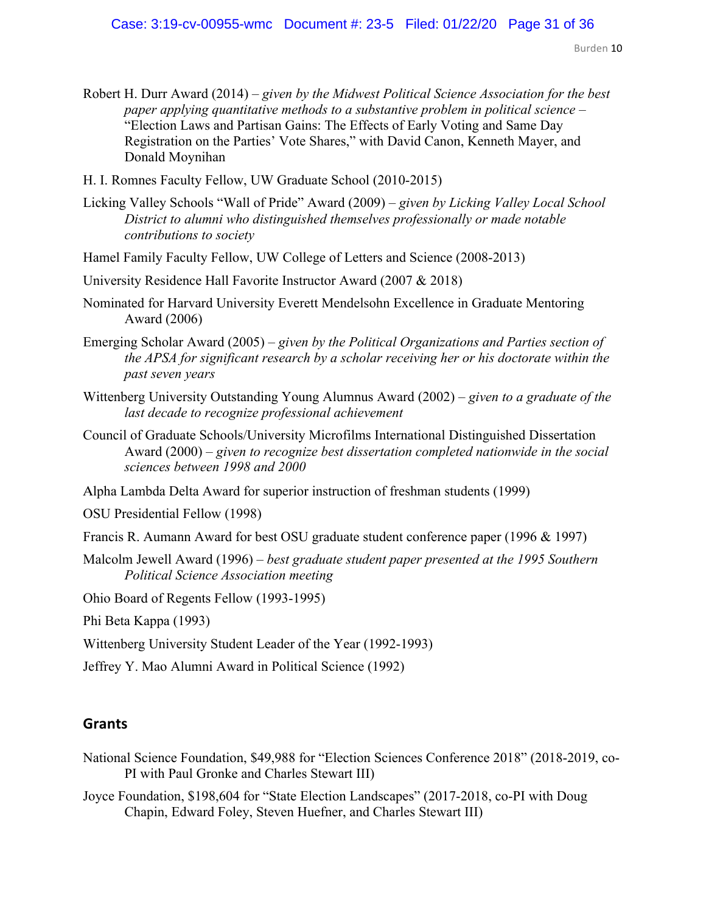Robert H. Durr Award (2014) – *given by the Midwest Political Science Association for the best paper applying quantitative methods to a substantive problem in political science* – "Election Laws and Partisan Gains: The Effects of Early Voting and Same Day Registration on the Parties' Vote Shares," with David Canon, Kenneth Mayer, and Donald Moynihan

H. I. Romnes Faculty Fellow, UW Graduate School (2010-2015)

Licking Valley Schools "Wall of Pride" Award (2009) – *given by Licking Valley Local School District to alumni who distinguished themselves professionally or made notable contributions to society*

Hamel Family Faculty Fellow, UW College of Letters and Science (2008-2013)

University Residence Hall Favorite Instructor Award (2007 & 2018)

Nominated for Harvard University Everett Mendelsohn Excellence in Graduate Mentoring Award (2006)

Emerging Scholar Award (2005) – *given by the Political Organizations and Parties section of the APSA for significant research by a scholar receiving her or his doctorate within the past seven years*

Wittenberg University Outstanding Young Alumnus Award (2002) – *given to a graduate of the last decade to recognize professional achievement*

Council of Graduate Schools/University Microfilms International Distinguished Dissertation Award (2000) – *given to recognize best dissertation completed nationwide in the social sciences between 1998 and 2000*

Alpha Lambda Delta Award for superior instruction of freshman students (1999)

OSU Presidential Fellow (1998)

Francis R. Aumann Award for best OSU graduate student conference paper (1996 & 1997)

Malcolm Jewell Award (1996) – *best graduate student paper presented at the 1995 Southern Political Science Association meeting*

Ohio Board of Regents Fellow (1993-1995)

Phi Beta Kappa (1993)

Wittenberg University Student Leader of the Year (1992-1993)

Jeffrey Y. Mao Alumni Award in Political Science (1992)

## Grants

National Science Foundation, $49,988 for "Election Sciences Conference 2018" (2018-2019, co-PI with Paul Gronke and Charles Stewart III)

Joyce Foundation, $198,604 for "State Election Landscapes" (2017-2018, co-PI with Doug Chapin, Edward Foley, Steven Huefner, and Charles Stewart III)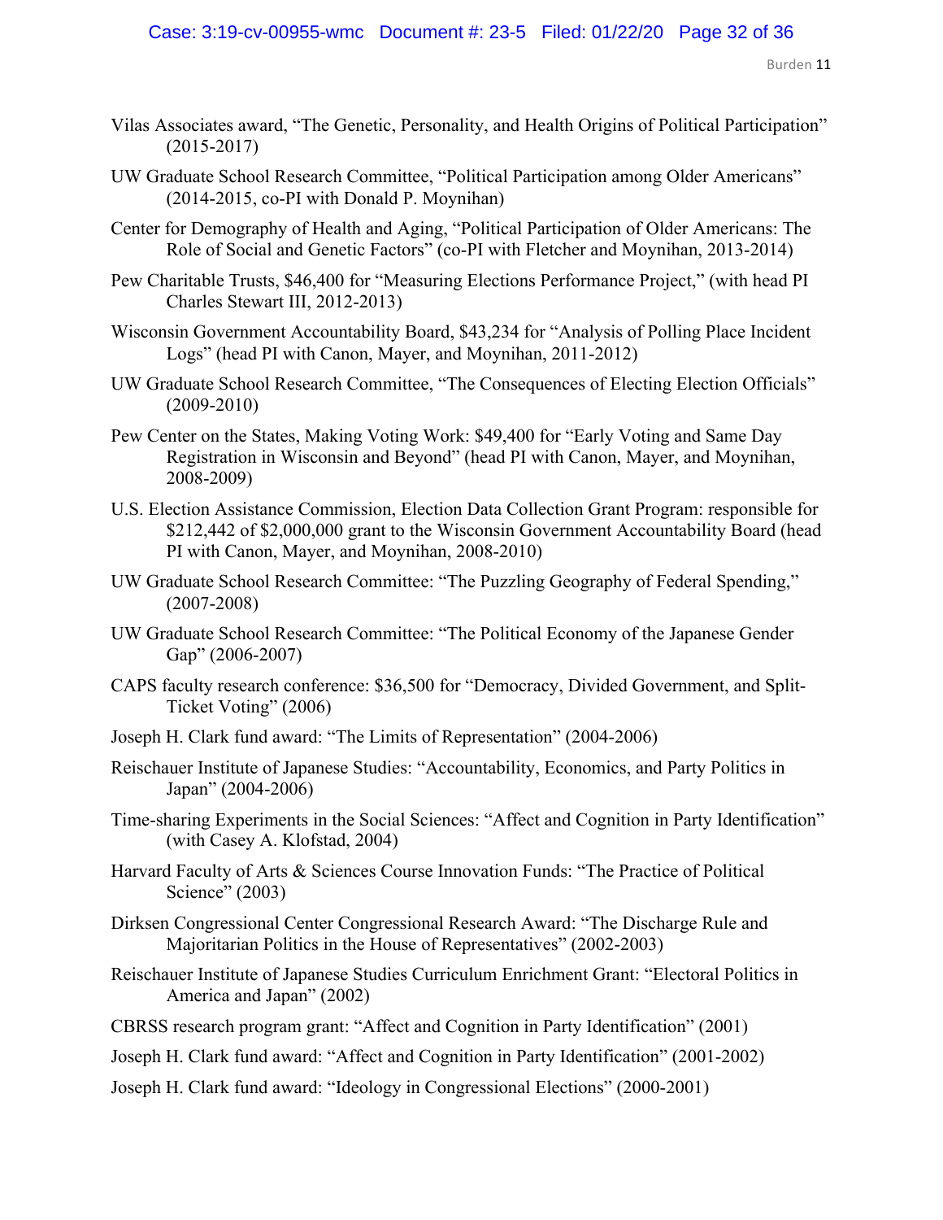Vilas Associates award, "The Genetic, Personality, and Health Origins of Political Participation" (2015-2017)

UW Graduate School Research Committee, "Political Participation among Older Americans" (2014-2015, co-PI with Donald P. Moynihan)

Center for Demography of Health and Aging, "Political Participation of Older Americans: The Role of Social and Genetic Factors" (co-PI with Fletcher and Moynihan, 2013-2014)

Pew Charitable Trusts, $46,400 for "Measuring Elections Performance Project," (with head PI Charles Stewart III, 2012-2013)

Wisconsin Government Accountability Board, $43,234 for "Analysis of Polling Place Incident Logs" (head PI with Canon, Mayer, and Moynihan, 2011-2012)

UW Graduate School Research Committee, "The Consequences of Electing Election Officials" (2009-2010)

Pew Center on the States, Making Voting Work: $49,400 for "Early Voting and Same Day Registration in Wisconsin and Beyond" (head PI with Canon, Mayer, and Moynihan, 2008-2009)

U.S. Election Assistance Commission, Election Data Collection Grant Program: responsible for $212,442 of $2,000,000 grant to the Wisconsin Government Accountability Board (head PI with Canon, Mayer, and Moynihan, 2008-2010)

UW Graduate School Research Committee: "The Puzzling Geography of Federal Spending," (2007-2008)

UW Graduate School Research Committee: "The Political Economy of the Japanese Gender Gap" (2006-2007)

CAPS faculty research conference: $36,500 for "Democracy, Divided Government, and Split-Ticket Voting" (2006)

Joseph H. Clark fund award: "The Limits of Representation" (2004-2006)

Reischauer Institute of Japanese Studies: "Accountability, Economics, and Party Politics in Japan" (2004-2006)

Time-sharing Experiments in the Social Sciences: "Affect and Cognition in Party Identification" (with Casey A. Klofstad, 2004)

Harvard Faculty of Arts & Sciences Course Innovation Funds: "The Practice of Political Science" (2003)

Dirksen Congressional Center Congressional Research Award: "The Discharge Rule and Majoritarian Politics in the House of Representatives" (2002-2003)

Reischauer Institute of Japanese Studies Curriculum Enrichment Grant: "Electoral Politics in America and Japan" (2002)

CBRSS research program grant: "Affect and Cognition in Party Identification" (2001)

Joseph H. Clark fund award: "Affect and Cognition in Party Identification" (2001-2002)

Joseph H. Clark fund award: "Ideology in Congressional Elections" (2000-2001)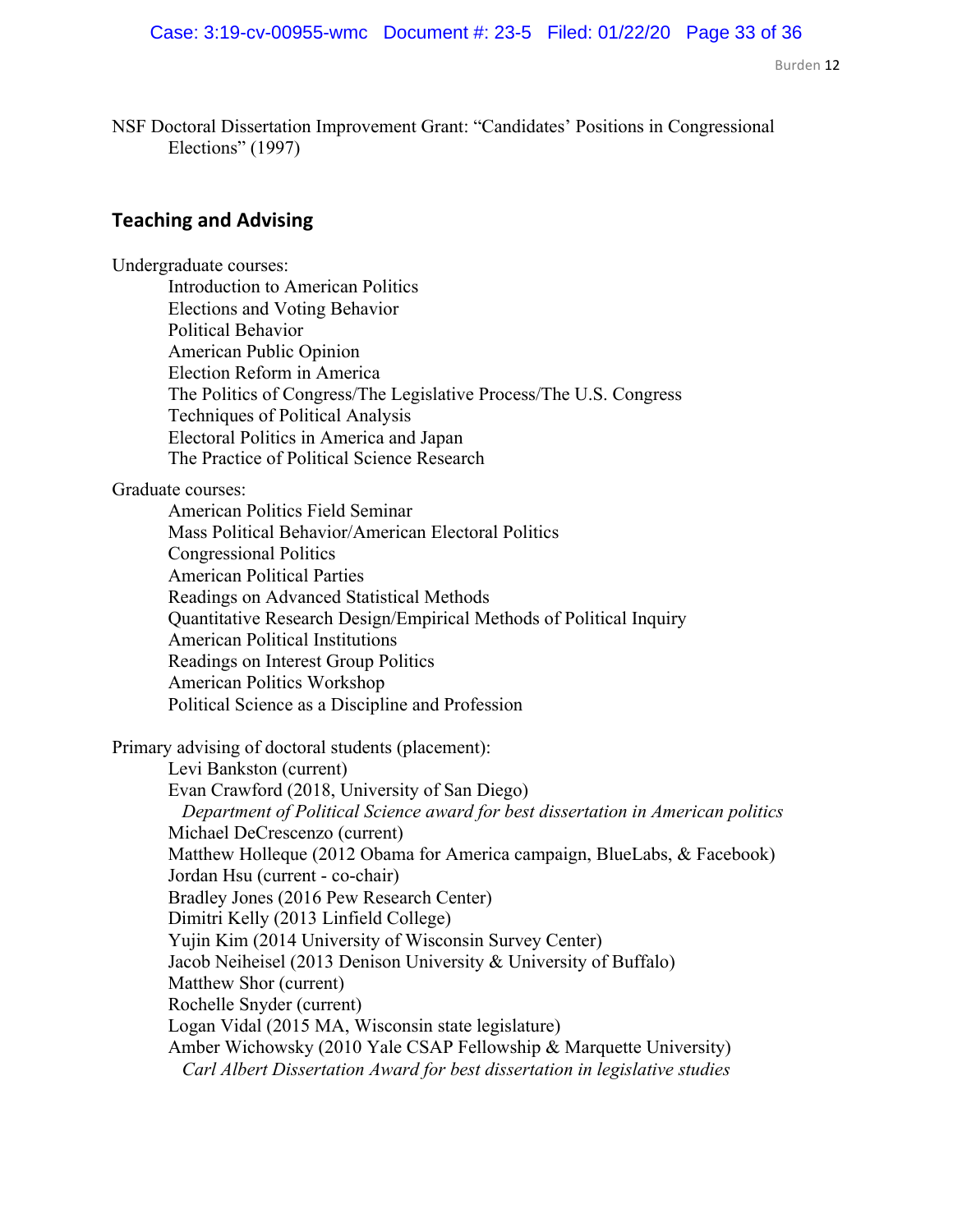NSF Doctoral Dissertation Improvement Grant: "Candidates' Positions in Congressional Elections" (1997)

## Teaching and Advising

Undergraduate courses:

- Introduction to American Politics
- Elections and Voting Behavior
- Political Behavior
- American Public Opinion
- Election Reform in America
- The Politics of Congress/The Legislative Process/The U.S. Congress
- Techniques of Political Analysis
- Electoral Politics in America and Japan
- The Practice of Political Science Research

Graduate courses:

- American Politics Field Seminar
- Mass Political Behavior/American Electoral Politics
- Congressional Politics
- American Political Parties
- Readings on Advanced Statistical Methods
- Quantitative Research Design/Empirical Methods of Political Inquiry
- American Political Institutions
- Readings on Interest Group Politics
- American Politics Workshop
- Political Science as a Discipline and Profession

Primary advising of doctoral students (placement):

- Levi Bankston (current)
- Evan Crawford (2018, University of San Diego)
  *Department of Political Science award for best dissertation in American politics*
- Michael DeCrescenzo (current)
- Matthew Holleque (2012 Obama for America campaign, BlueLabs, & Facebook)
- Jordan Hsu (current - co-chair)
- Bradley Jones (2016 Pew Research Center)
- Dimitri Kelly (2013 Linfield College)
- Yujin Kim (2014 University of Wisconsin Survey Center)
- Jacob Neiheisel (2013 Denison University & University of Buffalo)
- Matthew Shor (current)
- Rochelle Snyder (current)
- Logan Vidal (2015 MA, Wisconsin state legislature)
- Amber Wichowsky (2010 Yale CSAP Fellowship & Marquette University)
  *Carl Albert Dissertation Award for best dissertation in legislative studies*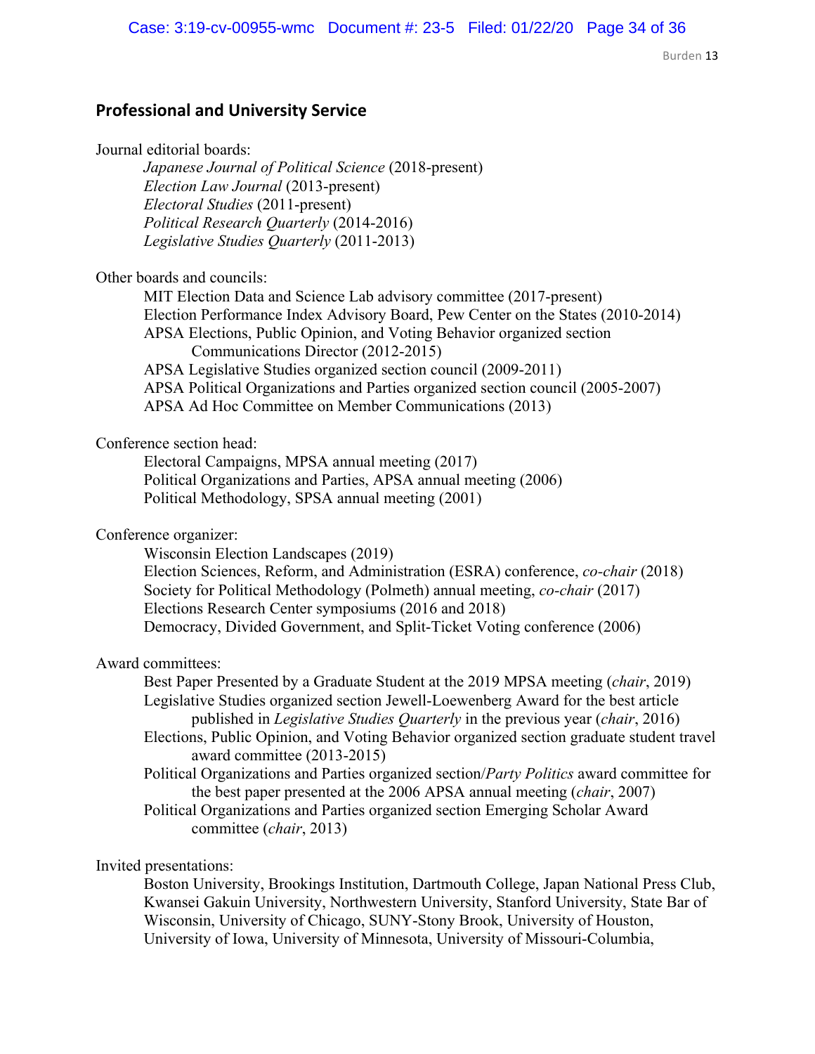## Professional and University Service

Journal editorial boards:

- *Japanese Journal of Political Science* (2018-present)
- *Election Law Journal* (2013-present)
- *Electoral Studies* (2011-present)
- *Political Research Quarterly* (2014-2016)
- *Legislative Studies Quarterly* (2011-2013)

Other boards and councils:

- MIT Election Data and Science Lab advisory committee (2017-present)
- Election Performance Index Advisory Board, Pew Center on the States (2010-2014)
- APSA Elections, Public Opinion, and Voting Behavior organized section Communications Director (2012-2015)
- APSA Legislative Studies organized section council (2009-2011)
- APSA Political Organizations and Parties organized section council (2005-2007)
- APSA Ad Hoc Committee on Member Communications (2013)

Conference section head:

- Electoral Campaigns, MPSA annual meeting (2017)
- Political Organizations and Parties, APSA annual meeting (2006)
- Political Methodology, SPSA annual meeting (2001)

Conference organizer:

- Wisconsin Election Landscapes (2019)
- Election Sciences, Reform, and Administration (ESRA) conference, *co-chair* (2018)
- Society for Political Methodology (Polmeth) annual meeting, *co-chair* (2017)
- Elections Research Center symposiums (2016 and 2018)
- Democracy, Divided Government, and Split-Ticket Voting conference (2006)

Award committees:

- Best Paper Presented by a Graduate Student at the 2019 MPSA meeting (*chair*, 2019)
- Legislative Studies organized section Jewell-Loewenberg Award for the best article published in *Legislative Studies Quarterly* in the previous year (*chair*, 2016)
- Elections, Public Opinion, and Voting Behavior organized section graduate student travel award committee (2013-2015)
- Political Organizations and Parties organized section/*Party Politics* award committee for the best paper presented at the 2006 APSA annual meeting (*chair*, 2007)
- Political Organizations and Parties organized section Emerging Scholar Award committee (*chair*, 2013)

Invited presentations:

Boston University, Brookings Institution, Dartmouth College, Japan National Press Club, Kwansei Gakuin University, Northwestern University, Stanford University, State Bar of Wisconsin, University of Chicago, SUNY-Stony Brook, University of Houston, University of Iowa, University of Minnesota, University of Missouri-Columbia,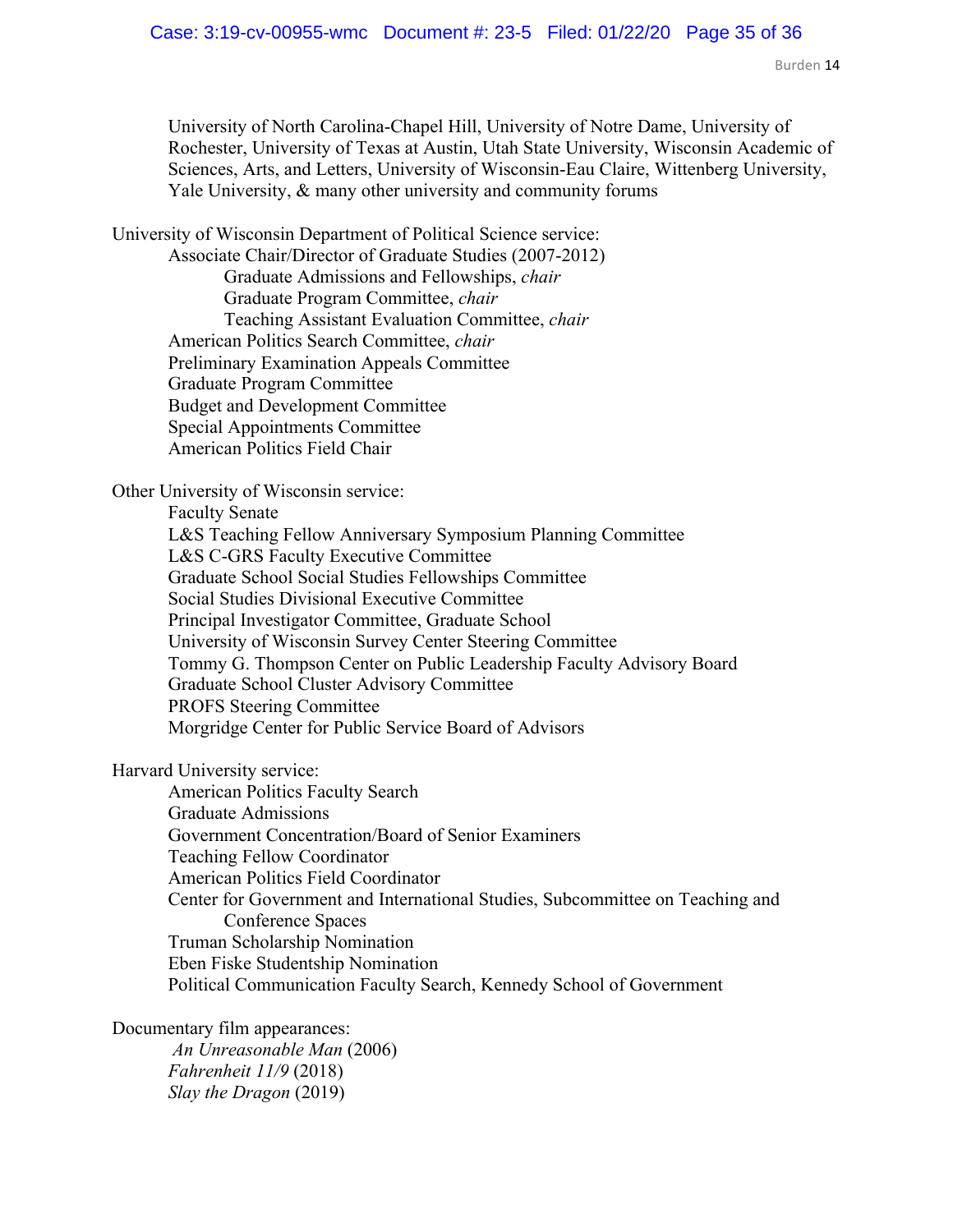University of North Carolina-Chapel Hill, University of Notre Dame, University of Rochester, University of Texas at Austin, Utah State University, Wisconsin Academic of Sciences, Arts, and Letters, University of Wisconsin-Eau Claire, Wittenberg University, Yale University, & many other university and community forums

University of Wisconsin Department of Political Science service:

- Associate Chair/Director of Graduate Studies (2007-2012)
  - Graduate Admissions and Fellowships, *chair*
  - Graduate Program Committee, *chair*
  - Teaching Assistant Evaluation Committee, *chair*
- American Politics Search Committee, *chair*
- Preliminary Examination Appeals Committee
- Graduate Program Committee
- Budget and Development Committee
- Special Appointments Committee
- American Politics Field Chair

Other University of Wisconsin service:

- Faculty Senate
- L&S Teaching Fellow Anniversary Symposium Planning Committee
- L&S C-GRS Faculty Executive Committee
- Graduate School Social Studies Fellowships Committee
- Social Studies Divisional Executive Committee
- Principal Investigator Committee, Graduate School
- University of Wisconsin Survey Center Steering Committee
- Tommy G. Thompson Center on Public Leadership Faculty Advisory Board
- Graduate School Cluster Advisory Committee
- PROFS Steering Committee
- Morgridge Center for Public Service Board of Advisors

Harvard University service:

- American Politics Faculty Search
- Graduate Admissions
- Government Concentration/Board of Senior Examiners
- Teaching Fellow Coordinator
- American Politics Field Coordinator
- Center for Government and International Studies, Subcommittee on Teaching and Conference Spaces
- Truman Scholarship Nomination
- Eben Fiske Studentship Nomination
- Political Communication Faculty Search, Kennedy School of Government

Documentary film appearances:

- *An Unreasonable Man* (2006)
- *Fahrenheit 11/9* (2018)
- *Slay the Dragon* (2019)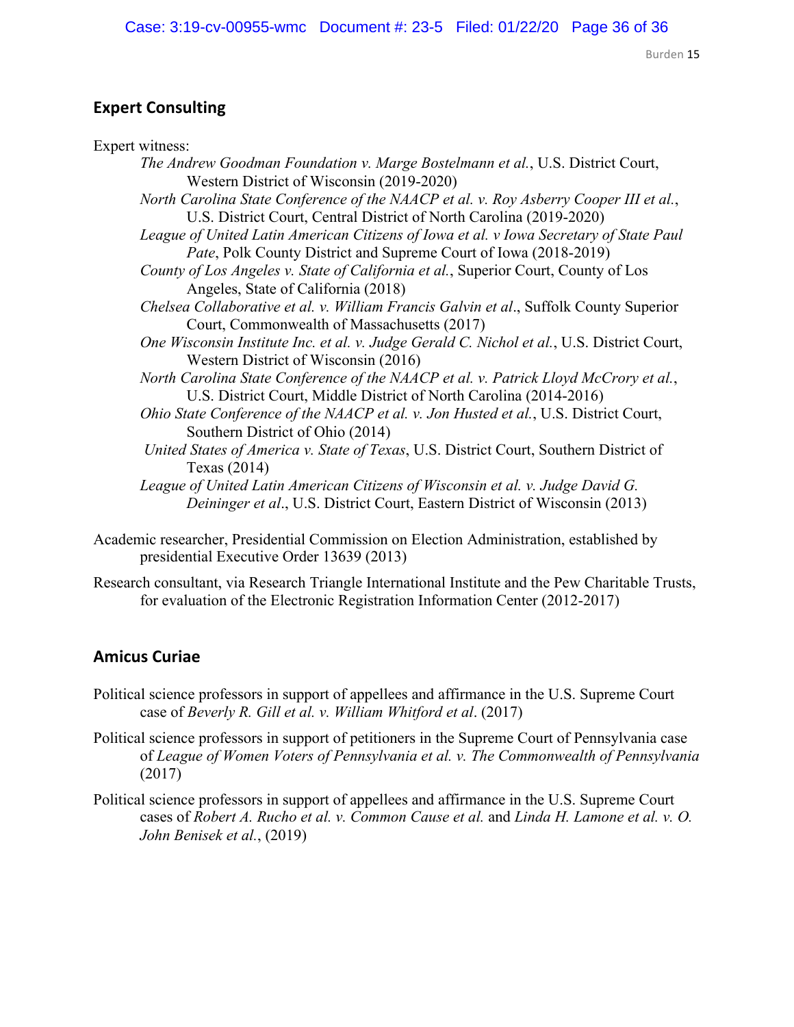## Expert Consulting

Expert witness:

- *The Andrew Goodman Foundation v. Marge Bostelmann et al.*, U.S. District Court, Western District of Wisconsin (2019-2020)
- *North Carolina State Conference of the NAACP et al. v. Roy Asberry Cooper III et al.*, U.S. District Court, Central District of North Carolina (2019-2020)
- *League of United Latin American Citizens of Iowa et al. v Iowa Secretary of State Paul Pate*, Polk County District and Supreme Court of Iowa (2018-2019)
- *County of Los Angeles v. State of California et al.*, Superior Court, County of Los Angeles, State of California (2018)
- *Chelsea Collaborative et al. v. William Francis Galvin et al*., Suffolk County Superior Court, Commonwealth of Massachusetts (2017)
- *One Wisconsin Institute Inc. et al. v. Judge Gerald C. Nichol et al.*, U.S. District Court, Western District of Wisconsin (2016)
- *North Carolina State Conference of the NAACP et al. v. Patrick Lloyd McCrory et al.*, U.S. District Court, Middle District of North Carolina (2014-2016)
- *Ohio State Conference of the NAACP et al. v. Jon Husted et al.*, U.S. District Court, Southern District of Ohio (2014)
- *United States of America v. State of Texas*, U.S. District Court, Southern District of Texas (2014)
- *League of United Latin American Citizens of Wisconsin et al. v. Judge David G. Deininger et al*., U.S. District Court, Eastern District of Wisconsin (2013)

Academic researcher, Presidential Commission on Election Administration, established by presidential Executive Order 13639 (2013)

Research consultant, via Research Triangle International Institute and the Pew Charitable Trusts, for evaluation of the Electronic Registration Information Center (2012-2017)

## Amicus Curiae

Political science professors in support of appellees and affirmance in the U.S. Supreme Court case of *Beverly R. Gill et al. v. William Whitford et al*. (2017)

Political science professors in support of petitioners in the Supreme Court of Pennsylvania case of *League of Women Voters of Pennsylvania et al. v. The Commonwealth of Pennsylvania* (2017)

Political science professors in support of appellees and affirmance in the U.S. Supreme Court cases of *Robert A. Rucho et al. v. Common Cause et al.* and *Linda H. Lamone et al. v. O. John Benisek et al.*, (2019)